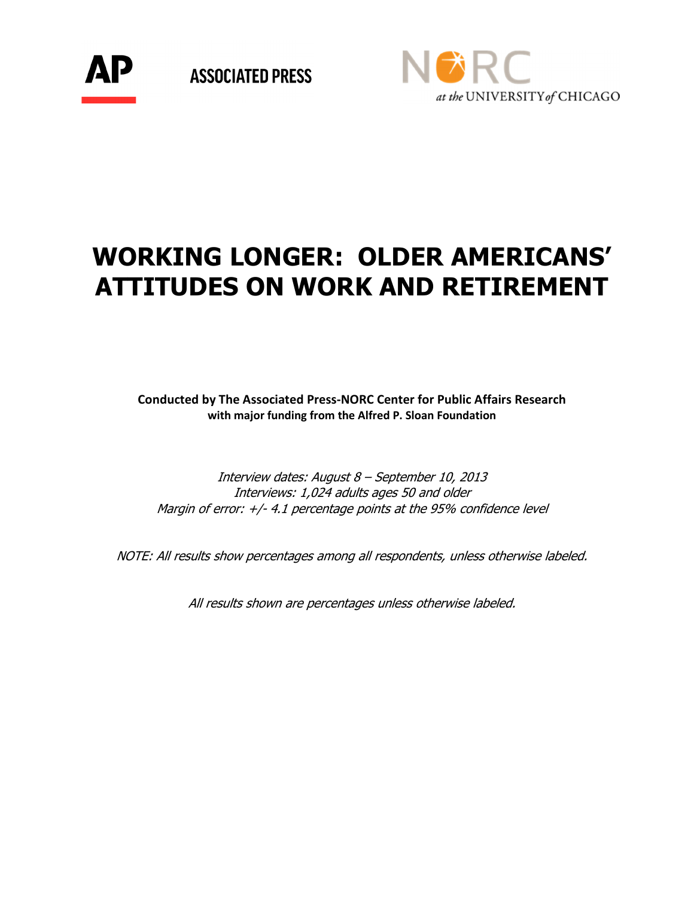AP ASSOCIATED PRESS

NORC at the UNIVERSITY of CHICAGO

# WORKING LONGER: OLDER AMERICANS' ATTITUDES ON WORK AND RETIREMENT

**Conducted by The Associated Press-NORC Center for Public Affairs Research**
**with major funding from the Alfred P. Sloan Foundation**

*Interview dates: August 8 – September 10, 2013*
*Interviews: 1,024 adults ages 50 and older*
*Margin of error: +/- 4.1 percentage points at the 95% confidence level*

*NOTE: All results show percentages among all respondents, unless otherwise labeled.*

*All results shown are percentages unless otherwise labeled.*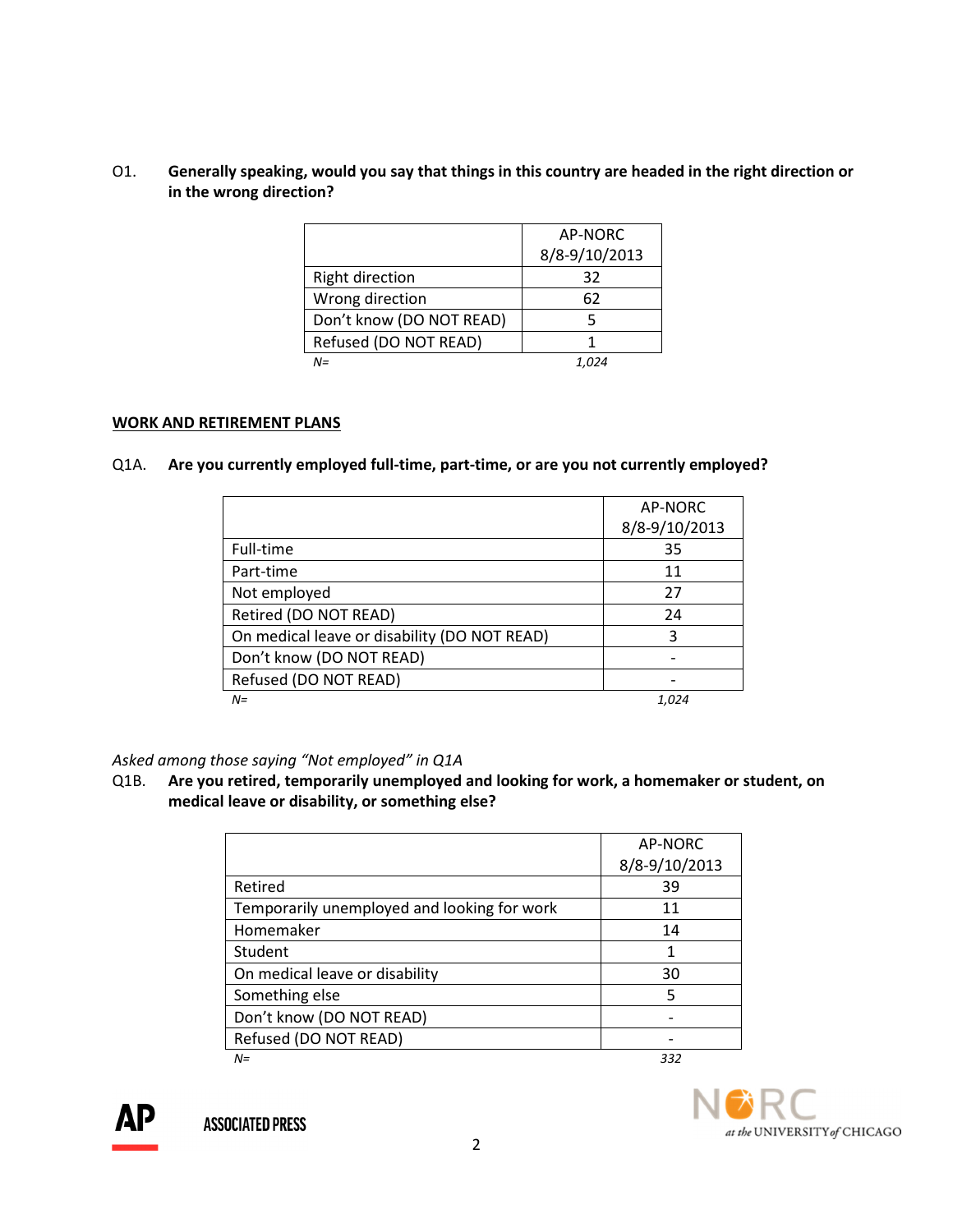O1. **Generally speaking, would you say that things in this country are headed in the right direction or in the wrong direction?**

| | AP-NORC 8/8-9/10/2013 |
|---|---|
| Right direction | 32 |
| Wrong direction | 62 |
| Don't know (DO NOT READ) | 5 |
| Refused (DO NOT READ) | 1 |
| *N=* | *1,024* |

**WORK AND RETIREMENT PLANS**

Q1A. **Are you currently employed full-time, part-time, or are you not currently employed?**

| | AP-NORC 8/8-9/10/2013 |
|---|---|
| Full-time | 35 |
| Part-time | 11 |
| Not employed | 27 |
| Retired (DO NOT READ) | 24 |
| On medical leave or disability (DO NOT READ) | 3 |
| Don't know (DO NOT READ) | - |
| Refused (DO NOT READ) | - |
| *N=* | *1,024* |

*Asked among those saying "Not employed" in Q1A*

Q1B. **Are you retired, temporarily unemployed and looking for work, a homemaker or student, on medical leave or disability, or something else?**

| | AP-NORC 8/8-9/10/2013 |
|---|---|
| Retired | 39 |
| Temporarily unemployed and looking for work | 11 |
| Homemaker | 14 |
| Student | 1 |
| On medical leave or disability | 30 |
| Something else | 5 |
| Don't know (DO NOT READ) | - |
| Refused (DO NOT READ) | - |
| *N=* | *332* |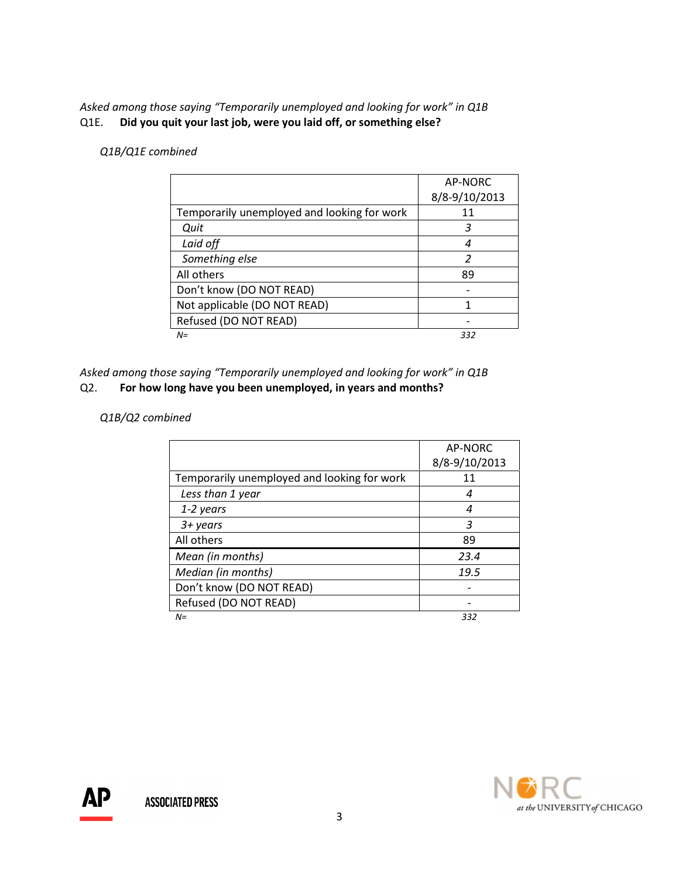*Asked among those saying "Temporarily unemployed and looking for work" in Q1B*
Q1E. **Did you quit your last job, were you laid off, or something else?**

*Q1B/Q1E combined*

| | AP-NORC 8/8-9/10/2013 |
|---|---|
| Temporarily unemployed and looking for work | 11 |
| *Quit* | *3* |
| *Laid off* | *4* |
| *Something else* | *2* |
| All others | 89 |
| Don't know (DO NOT READ) | - |
| Not applicable (DO NOT READ) | 1 |
| Refused (DO NOT READ) | - |
| *N=* | *332* |

*Asked among those saying "Temporarily unemployed and looking for work" in Q1B*
Q2. **For how long have you been unemployed, in years and months?**

*Q1B/Q2 combined*

| | AP-NORC 8/8-9/10/2013 |
|---|---|
| Temporarily unemployed and looking for work | 11 |
| *Less than 1 year* | *4* |
| *1-2 years* | *4* |
| *3+ years* | *3* |
| All others | 89 |
| *Mean (in months)* | *23.4* |
| *Median (in months)* | *19.5* |
| Don't know (DO NOT READ) | - |
| Refused (DO NOT READ) | - |
| *N=* | *332* |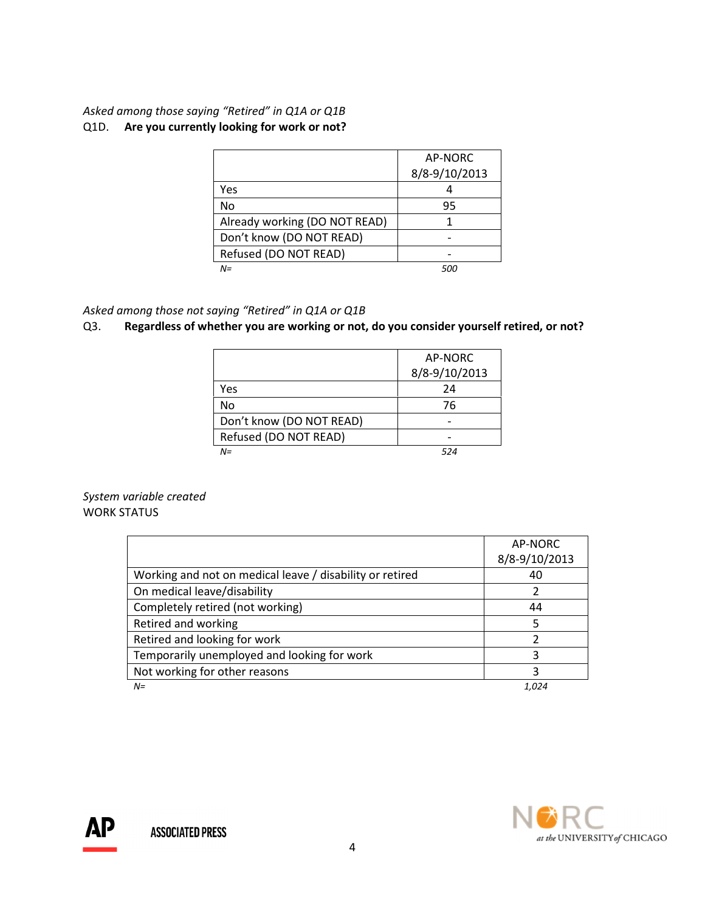*Asked among those saying "Retired" in Q1A or Q1B*

Q1D. **Are you currently looking for work or not?**

| | AP-NORC 8/8-9/10/2013 |
|---|---|
| Yes | 4 |
| No | 95 |
| Already working (DO NOT READ) | 1 |
| Don't know (DO NOT READ) | - |
| Refused (DO NOT READ) | - |
| *N=* | *500* |

*Asked among those not saying "Retired" in Q1A or Q1B*

Q3. **Regardless of whether you are working or not, do you consider yourself retired, or not?**

| | AP-NORC 8/8-9/10/2013 |
|---|---|
| Yes | 24 |
| No | 76 |
| Don't know (DO NOT READ) | - |
| Refused (DO NOT READ) | - |
| *N=* | *524* |

*System variable created*

WORK STATUS

| | AP-NORC 8/8-9/10/2013 |
|---|---|
| Working and not on medical leave / disability or retired | 40 |
| On medical leave/disability | 2 |
| Completely retired (not working) | 44 |
| Retired and working | 5 |
| Retired and looking for work | 2 |
| Temporarily unemployed and looking for work | 3 |
| Not working for other reasons | 3 |
| *N=* | *1,024* |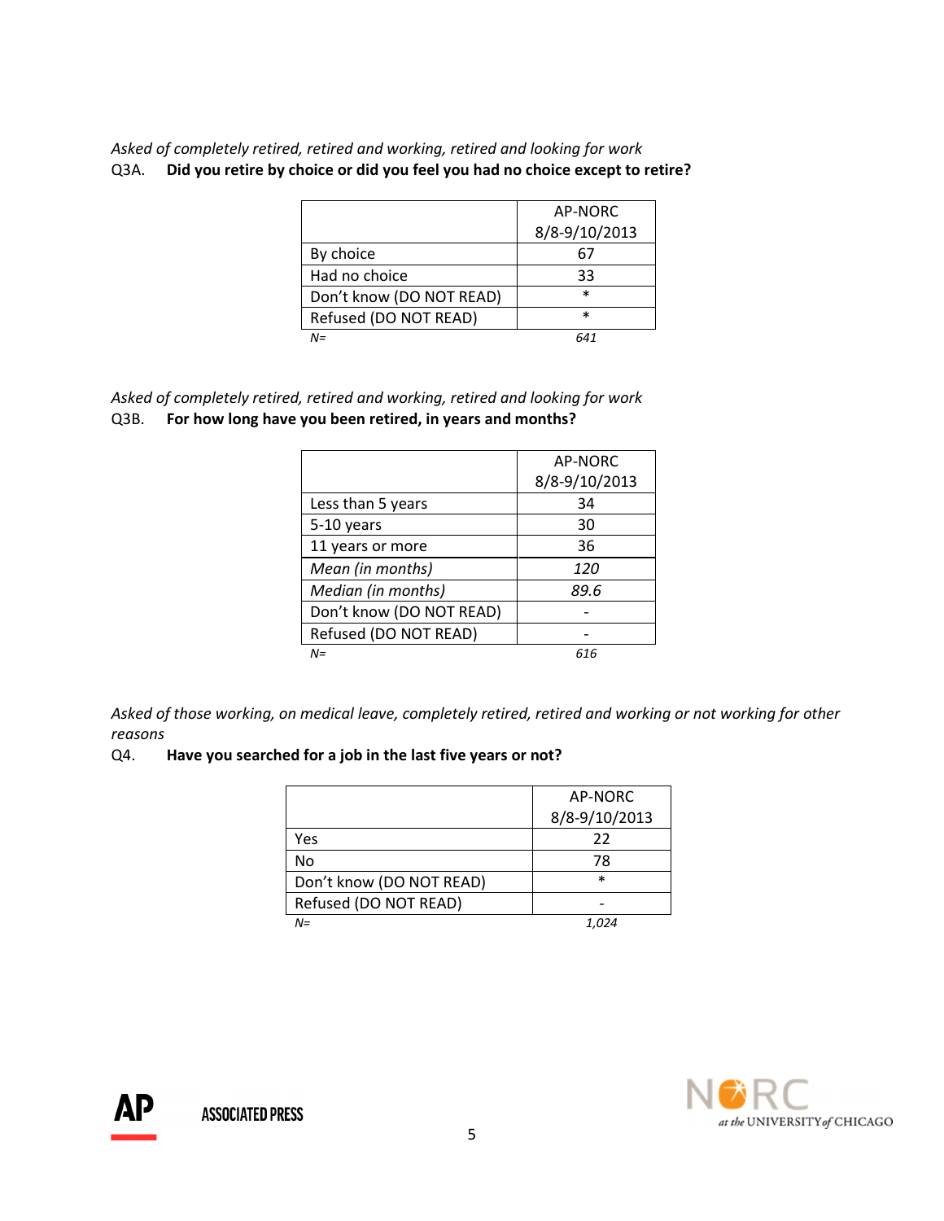*Asked of completely retired, retired and working, retired and looking for work*

Q3A. **Did you retire by choice or did you feel you had no choice except to retire?**

| | AP-NORC 8/8-9/10/2013 |
|---|---|
| By choice | 67 |
| Had no choice | 33 |
| Don't know (DO NOT READ) | * |
| Refused (DO NOT READ) | * |
| *N=* | *641* |

*Asked of completely retired, retired and working, retired and looking for work*

Q3B. **For how long have you been retired, in years and months?**

| | AP-NORC 8/8-9/10/2013 |
|---|---|
| Less than 5 years | 34 |
| 5-10 years | 30 |
| 11 years or more | 36 |
| *Mean (in months)* | *120* |
| *Median (in months)* | *89.6* |
| Don't know (DO NOT READ) | - |
| Refused (DO NOT READ) | - |
| *N=* | *616* |

*Asked of those working, on medical leave, completely retired, retired and working or not working for other reasons*

Q4. **Have you searched for a job in the last five years or not?**

| | AP-NORC 8/8-9/10/2013 |
|---|---|
| Yes | 22 |
| No | 78 |
| Don't know (DO NOT READ) | * |
| Refused (DO NOT READ) | - |
| *N=* | *1,024* |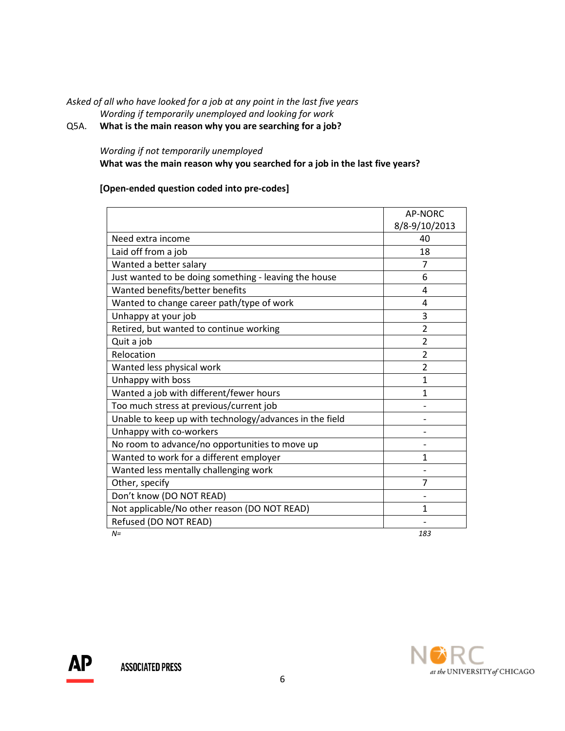*Asked of all who have looked for a job at any point in the last five years*

*Wording if temporarily unemployed and looking for work*

Q5A. **What is the main reason why you are searching for a job?**

*Wording if not temporarily unemployed*

**What was the main reason why you searched for a job in the last five years?**

**[Open-ended question coded into pre-codes]**

| | AP-NORC 8/8-9/10/2013 |
|---|---|
| Need extra income | 40 |
| Laid off from a job | 18 |
| Wanted a better salary | 7 |
| Just wanted to be doing something - leaving the house | 6 |
| Wanted benefits/better benefits | 4 |
| Wanted to change career path/type of work | 4 |
| Unhappy at your job | 3 |
| Retired, but wanted to continue working | 2 |
| Quit a job | 2 |
| Relocation | 2 |
| Wanted less physical work | 2 |
| Unhappy with boss | 1 |
| Wanted a job with different/fewer hours | 1 |
| Too much stress at previous/current job | - |
| Unable to keep up with technology/advances in the field | - |
| Unhappy with co-workers | - |
| No room to advance/no opportunities to move up | - |
| Wanted to work for a different employer | 1 |
| Wanted less mentally challenging work | - |
| Other, specify | 7 |
| Don't know (DO NOT READ) | - |
| Not applicable/No other reason (DO NOT READ) | 1 |
| Refused (DO NOT READ) | - |
| *N=* | *183* |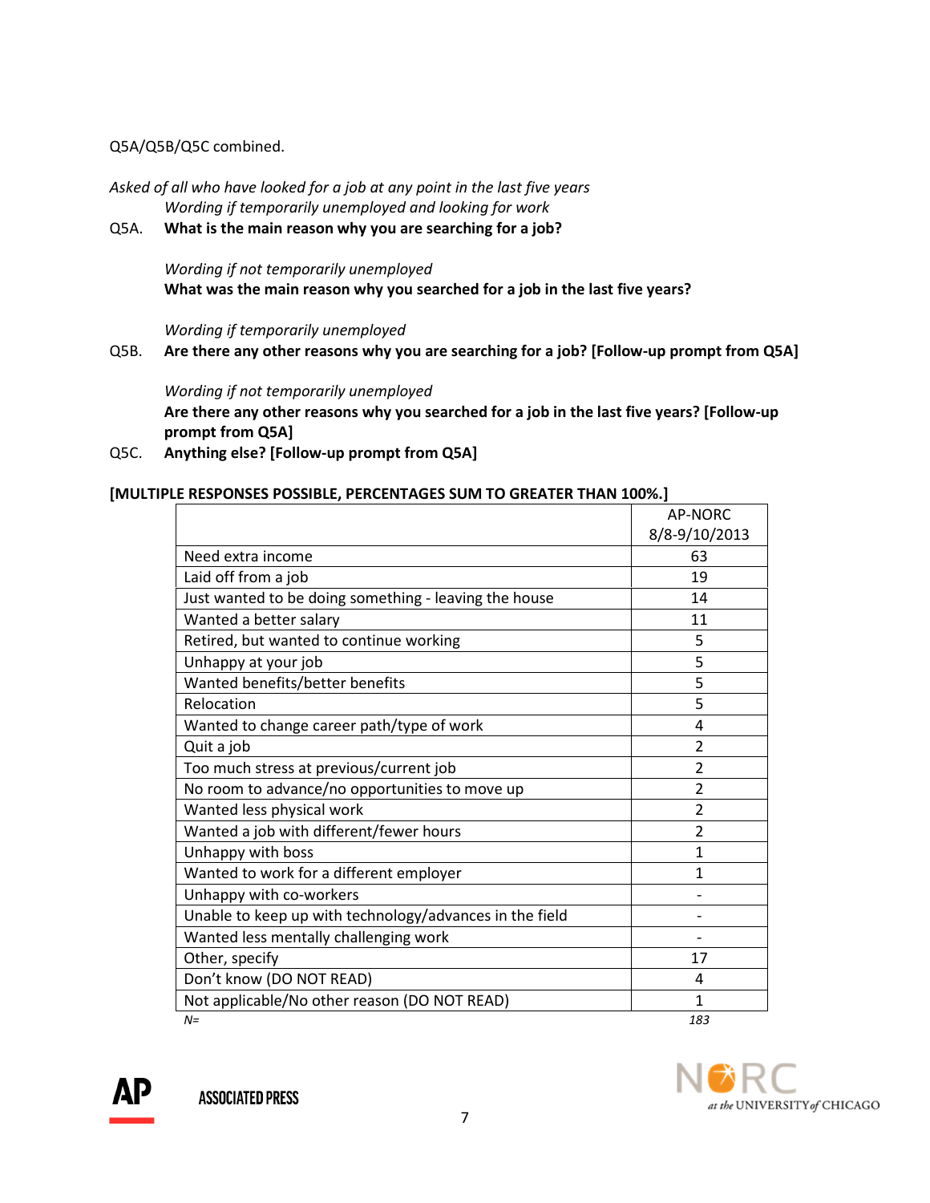Q5A/Q5B/Q5C combined.

*Asked of all who have looked for a job at any point in the last five years*

*Wording if temporarily unemployed and looking for work*

Q5A. **What is the main reason why you are searching for a job?**

*Wording if not temporarily unemployed*

**What was the main reason why you searched for a job in the last five years?**

*Wording if temporarily unemployed*

Q5B. **Are there any other reasons why you are searching for a job? [Follow-up prompt from Q5A]**

*Wording if not temporarily unemployed*

**Are there any other reasons why you searched for a job in the last five years? [Follow-up prompt from Q5A]**

Q5C. **Anything else? [Follow-up prompt from Q5A]**

**[MULTIPLE RESPONSES POSSIBLE, PERCENTAGES SUM TO GREATER THAN 100%.]**

| | AP-NORC 8/8-9/10/2013 |
|---|---|
| Need extra income | 63 |
| Laid off from a job | 19 |
| Just wanted to be doing something - leaving the house | 14 |
| Wanted a better salary | 11 |
| Retired, but wanted to continue working | 5 |
| Unhappy at your job | 5 |
| Wanted benefits/better benefits | 5 |
| Relocation | 5 |
| Wanted to change career path/type of work | 4 |
| Quit a job | 2 |
| Too much stress at previous/current job | 2 |
| No room to advance/no opportunities to move up | 2 |
| Wanted less physical work | 2 |
| Wanted a job with different/fewer hours | 2 |
| Unhappy with boss | 1 |
| Wanted to work for a different employer | 1 |
| Unhappy with co-workers | - |
| Unable to keep up with technology/advances in the field | - |
| Wanted less mentally challenging work | - |
| Other, specify | 17 |
| Don't know (DO NOT READ) | 4 |
| Not applicable/No other reason (DO NOT READ) | 1 |
| *N=* | *183* |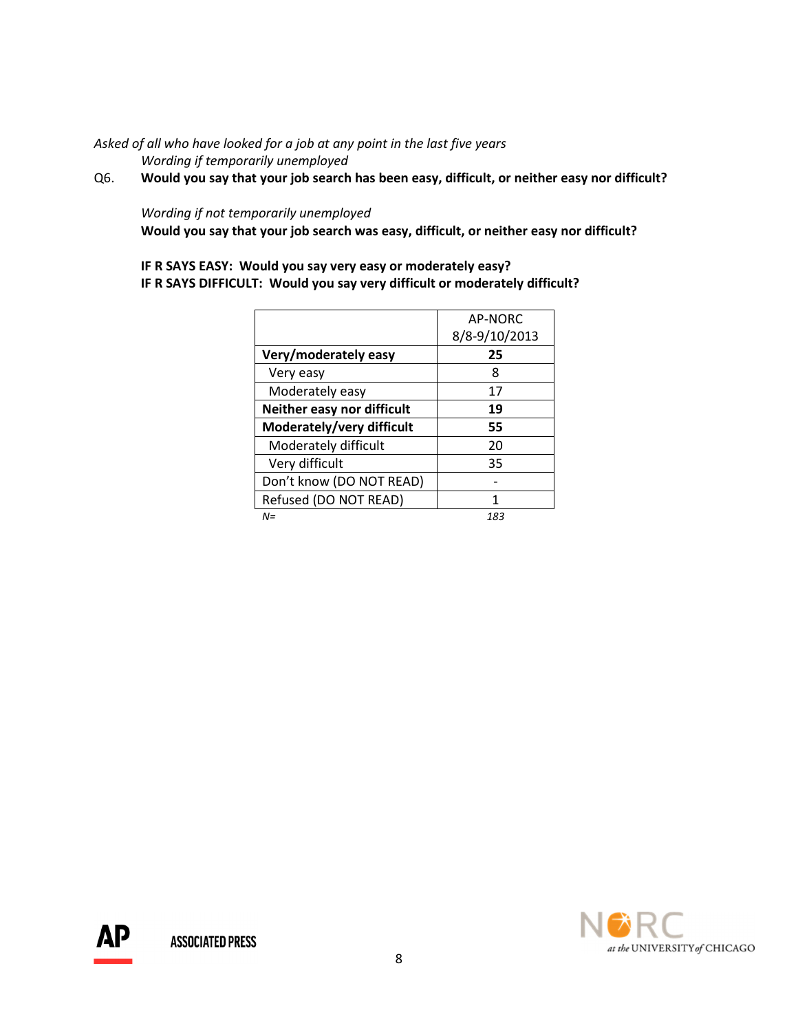*Asked of all who have looked for a job at any point in the last five years*

*Wording if temporarily unemployed*

Q6. **Would you say that your job search has been easy, difficult, or neither easy nor difficult?**

*Wording if not temporarily unemployed*

**Would you say that your job search was easy, difficult, or neither easy nor difficult?**

**IF R SAYS EASY: Would you say very easy or moderately easy?**
**IF R SAYS DIFFICULT: Would you say very difficult or moderately difficult?**

| | AP-NORC 8/8-9/10/2013 |
|---|---|
| **Very/moderately easy** | **25** |
| Very easy | 8 |
| Moderately easy | 17 |
| **Neither easy nor difficult** | **19** |
| **Moderately/very difficult** | **55** |
| Moderately difficult | 20 |
| Very difficult | 35 |
| Don't know (DO NOT READ) | - |
| Refused (DO NOT READ) | 1 |
| *N=* | *183* |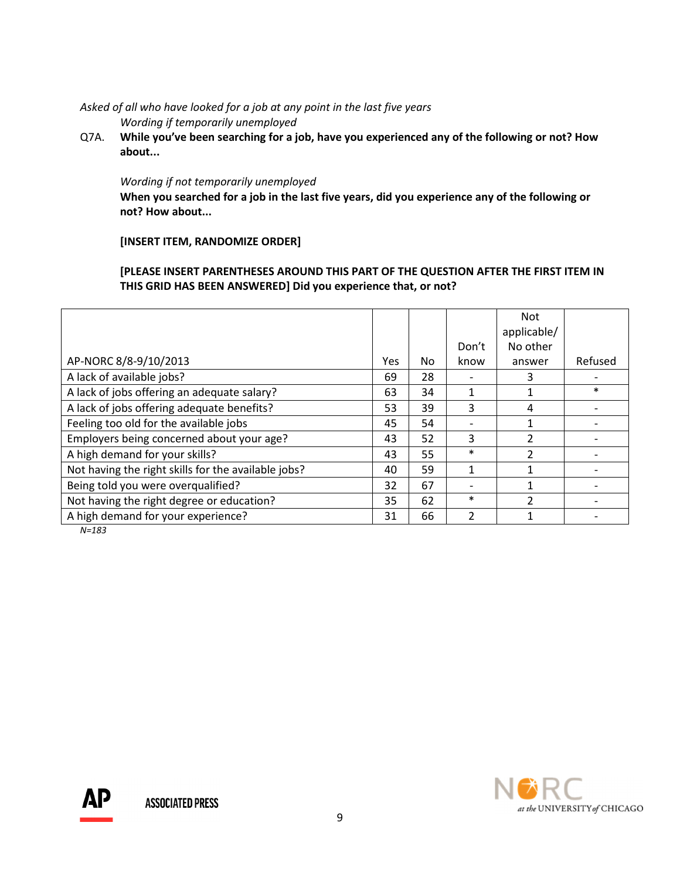*Asked of all who have looked for a job at any point in the last five years*

*Wording if temporarily unemployed*

Q7A. **While you've been searching for a job, have you experienced any of the following or not? How about...**

*Wording if not temporarily unemployed*

**When you searched for a job in the last five years, did you experience any of the following or not? How about...**

**[INSERT ITEM, RANDOMIZE ORDER]**

**[PLEASE INSERT PARENTHESES AROUND THIS PART OF THE QUESTION AFTER THE FIRST ITEM IN THIS GRID HAS BEEN ANSWERED] Did you experience that, or not?**

| AP-NORC 8/8-9/10/2013 | Yes | No | Don't know | Not applicable/ No other answer | Refused |
|---|---|---|---|---|---|
| A lack of available jobs? | 69 | 28 | - | 3 | - |
| A lack of jobs offering an adequate salary? | 63 | 34 | 1 | 1 | * |
| A lack of jobs offering adequate benefits? | 53 | 39 | 3 | 4 | - |
| Feeling too old for the available jobs | 45 | 54 | - | 1 | - |
| Employers being concerned about your age? | 43 | 52 | 3 | 2 | - |
| A high demand for your skills? | 43 | 55 | * | 2 | - |
| Not having the right skills for the available jobs? | 40 | 59 | 1 | 1 | - |
| Being told you were overqualified? | 32 | 67 | - | 1 | - |
| Not having the right degree or education? | 35 | 62 | * | 2 | - |
| A high demand for your experience? | 31 | 66 | 2 | 1 | - |

*N=183*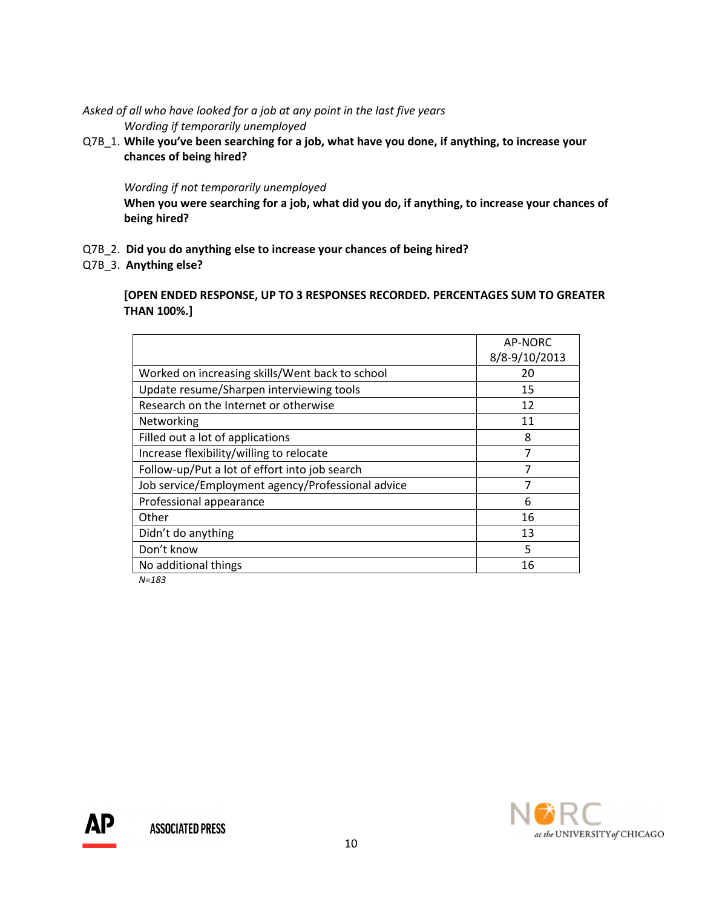*Asked of all who have looked for a job at any point in the last five years*

*Wording if temporarily unemployed*

Q7B_1. **While you've been searching for a job, what have you done, if anything, to increase your chances of being hired?**

*Wording if not temporarily unemployed*

**When you were searching for a job, what did you do, if anything, to increase your chances of being hired?**

Q7B_2. **Did you do anything else to increase your chances of being hired?**

Q7B_3. **Anything else?**

**[OPEN ENDED RESPONSE, UP TO 3 RESPONSES RECORDED. PERCENTAGES SUM TO GREATER THAN 100%.]**

| | AP-NORC 8/8-9/10/2013 |
|---|---|
| Worked on increasing skills/Went back to school | 20 |
| Update resume/Sharpen interviewing tools | 15 |
| Research on the Internet or otherwise | 12 |
| Networking | 11 |
| Filled out a lot of applications | 8 |
| Increase flexibility/willing to relocate | 7 |
| Follow-up/Put a lot of effort into job search | 7 |
| Job service/Employment agency/Professional advice | 7 |
| Professional appearance | 6 |
| Other | 16 |
| Didn't do anything | 13 |
| Don't know | 5 |
| No additional things | 16 |

*N=183*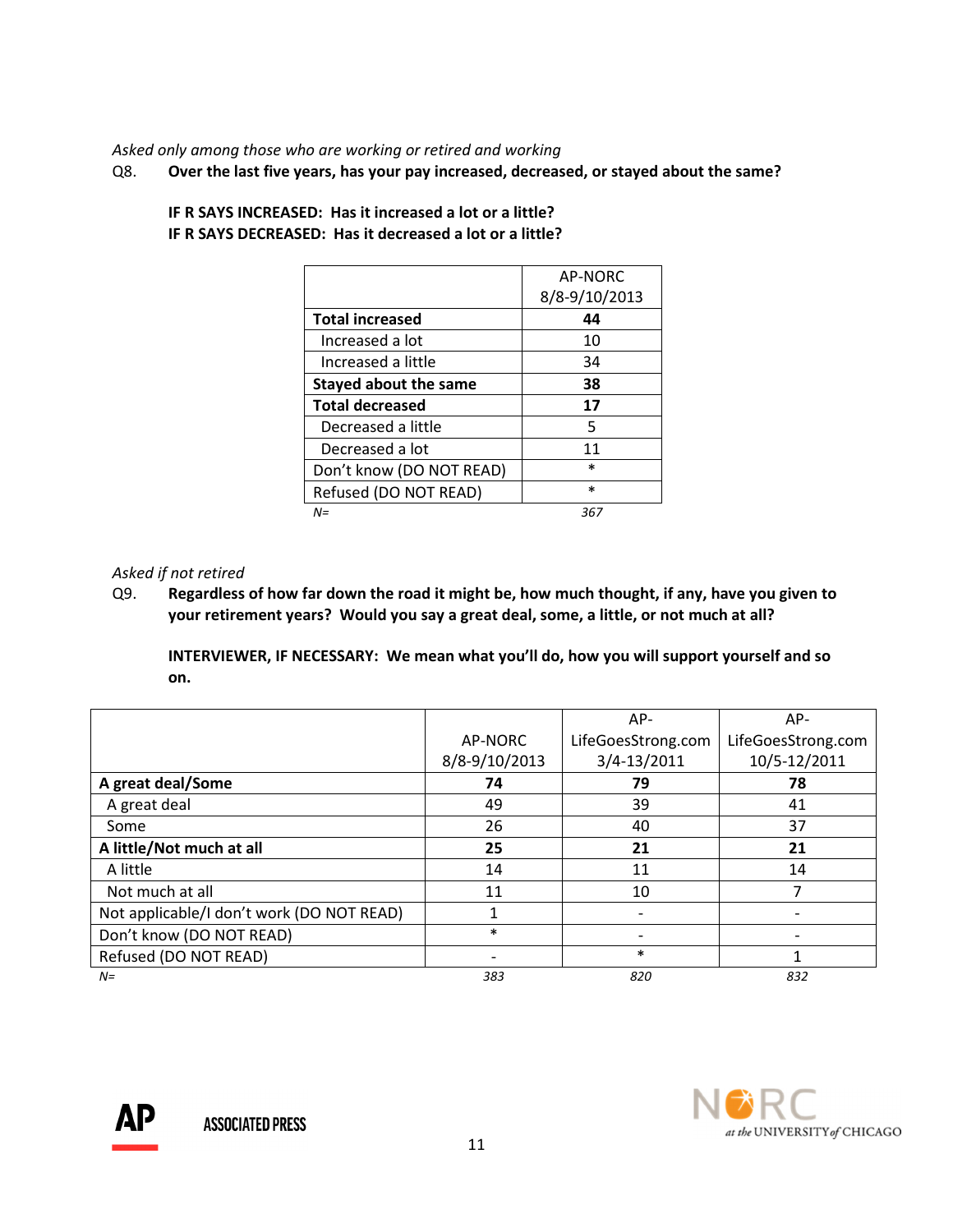*Asked only among those who are working or retired and working*

Q8. **Over the last five years, has your pay increased, decreased, or stayed about the same?**

**IF R SAYS INCREASED: Has it increased a lot or a little?**
**IF R SAYS DECREASED: Has it decreased a lot or a little?**

| | AP-NORC 8/8-9/10/2013 |
|---|---|
| **Total increased** | **44** |
| Increased a lot | 10 |
| Increased a little | 34 |
| **Stayed about the same** | **38** |
| **Total decreased** | **17** |
| Decreased a little | 5 |
| Decreased a lot | 11 |
| Don't know (DO NOT READ) | * |
| Refused (DO NOT READ) | * |
| *N=* | *367* |

*Asked if not retired*

Q9. **Regardless of how far down the road it might be, how much thought, if any, have you given to your retirement years? Would you say a great deal, some, a little, or not much at all?**

**INTERVIEWER, IF NECESSARY: We mean what you'll do, how you will support yourself and so on.**

| | AP-NORC 8/8-9/10/2013 | AP-LifeGoesStrong.com 3/4-13/2011 | AP-LifeGoesStrong.com 10/5-12/2011 |
|---|---|---|---|
| **A great deal/Some** | **74** | **79** | **78** |
| A great deal | 49 | 39 | 41 |
| Some | 26 | 40 | 37 |
| **A little/Not much at all** | **25** | **21** | **21** |
| A little | 14 | 11 | 14 |
| Not much at all | 11 | 10 | 7 |
| Not applicable/I don't work (DO NOT READ) | 1 | - | - |
| Don't know (DO NOT READ) | * | - | - |
| Refused (DO NOT READ) | - | * | 1 |
| *N=* | *383* | *820* | *832* |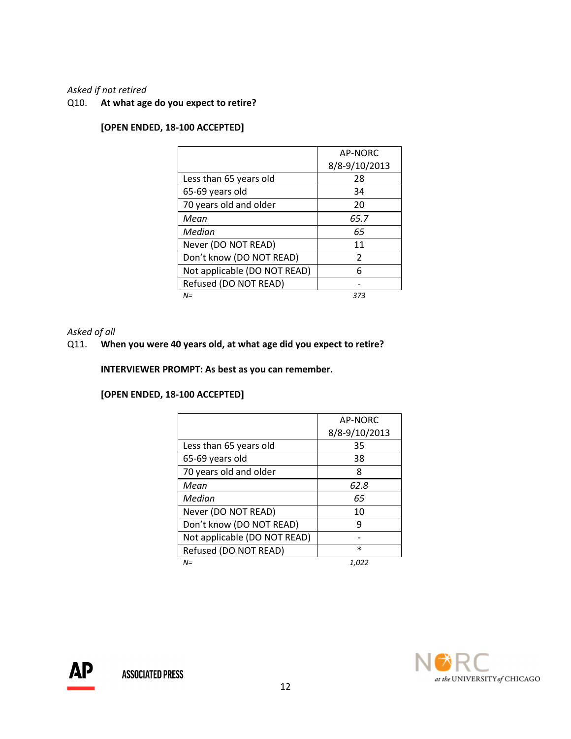*Asked if not retired*

Q10. **At what age do you expect to retire?**

**[OPEN ENDED, 18-100 ACCEPTED]**

| | AP-NORC 8/8-9/10/2013 |
|---|---|
| Less than 65 years old | 28 |
| 65-69 years old | 34 |
| 70 years old and older | 20 |
| *Mean* | *65.7* |
| *Median* | *65* |
| Never (DO NOT READ) | 11 |
| Don't know (DO NOT READ) | 2 |
| Not applicable (DO NOT READ) | 6 |
| Refused (DO NOT READ) | - |
| *N=* | *373* |

*Asked of all*

Q11. **When you were 40 years old, at what age did you expect to retire?**

**INTERVIEWER PROMPT: As best as you can remember.**

**[OPEN ENDED, 18-100 ACCEPTED]**

| | AP-NORC 8/8-9/10/2013 |
|---|---|
| Less than 65 years old | 35 |
| 65-69 years old | 38 |
| 70 years old and older | 8 |
| *Mean* | *62.8* |
| *Median* | *65* |
| Never (DO NOT READ) | 10 |
| Don't know (DO NOT READ) | 9 |
| Not applicable (DO NOT READ) | - |
| Refused (DO NOT READ) | * |
| *N=* | *1,022* |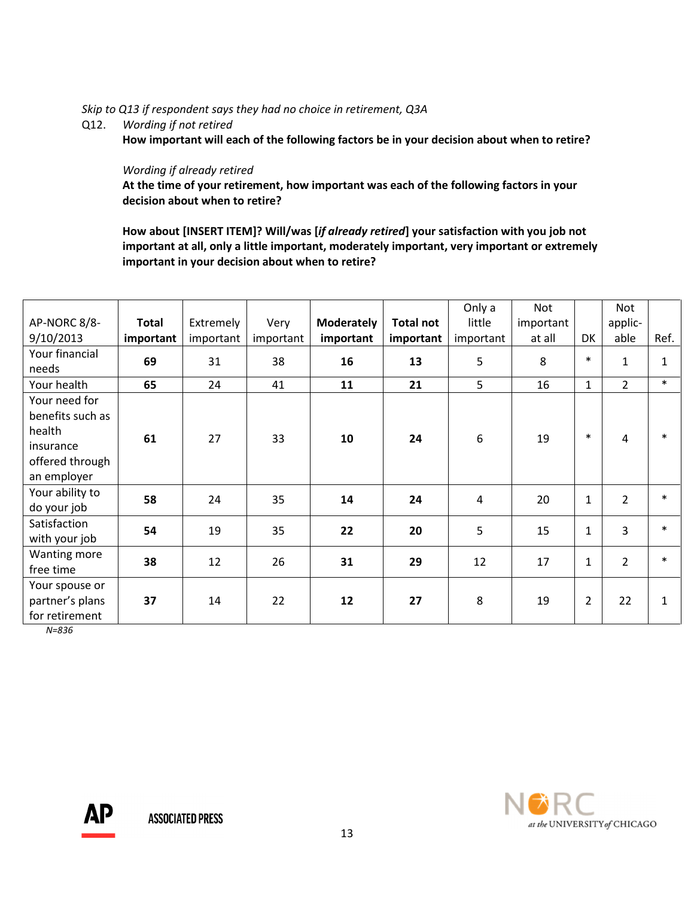*Skip to Q13 if respondent says they had no choice in retirement, Q3A*

Q12. *Wording if not retired*
**How important will each of the following factors be in your decision about when to retire?**

*Wording if already retired*
**At the time of your retirement, how important was each of the following factors in your decision about when to retire?**

**How about [INSERT ITEM]? Will/was [*if already retired*] your satisfaction with you job not important at all, only a little important, moderately important, very important or extremely important in your decision about when to retire?**

| AP-NORC 8/8-9/10/2013 | **Total important** | Extremely important | Very important | **Moderately important** | **Total not important** | Only a little important | Not important at all | DK | Not applic-able | Ref. |
|---|---|---|---|---|---|---|---|---|---|---|
| Your financial needs | **69** | 31 | 38 | **16** | **13** | 5 | 8 | * | 1 | 1 |
| Your health | **65** | 24 | 41 | **11** | **21** | 5 | 16 | 1 | 2 | * |
| Your need for benefits such as health insurance offered through an employer | **61** | 27 | 33 | **10** | **24** | 6 | 19 | * | 4 | * |
| Your ability to do your job | **58** | 24 | 35 | **14** | **24** | 4 | 20 | 1 | 2 | * |
| Satisfaction with your job | **54** | 19 | 35 | **22** | **20** | 5 | 15 | 1 | 3 | * |
| Wanting more free time | **38** | 12 | 26 | **31** | **29** | 12 | 17 | 1 | 2 | * |
| Your spouse or partner's plans for retirement | **37** | 14 | 22 | **12** | **27** | 8 | 19 | 2 | 22 | 1 |

*N=836*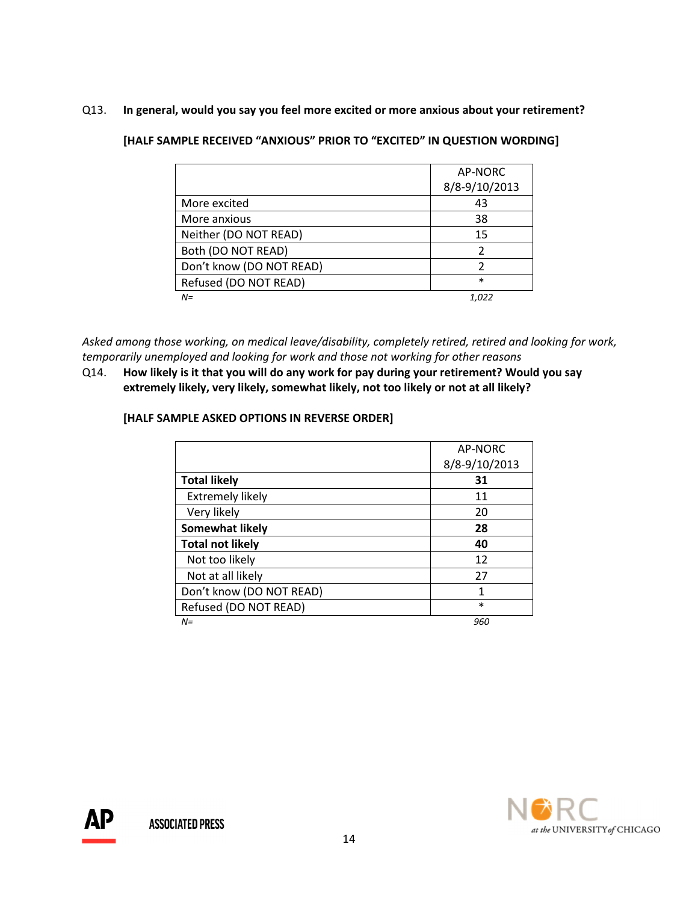Q13. **In general, would you say you feel more excited or more anxious about your retirement?**

**[HALF SAMPLE RECEIVED "ANXIOUS" PRIOR TO "EXCITED" IN QUESTION WORDING]**

| | AP-NORC 8/8-9/10/2013 |
|---|---|
| More excited | 43 |
| More anxious | 38 |
| Neither (DO NOT READ) | 15 |
| Both (DO NOT READ) | 2 |
| Don't know (DO NOT READ) | 2 |
| Refused (DO NOT READ) | * |
| *N=* | *1,022* |

*Asked among those working, on medical leave/disability, completely retired, retired and looking for work, temporarily unemployed and looking for work and those not working for other reasons*

Q14. **How likely is it that you will do any work for pay during your retirement? Would you say extremely likely, very likely, somewhat likely, not too likely or not at all likely?**

**[HALF SAMPLE ASKED OPTIONS IN REVERSE ORDER]**

| | AP-NORC 8/8-9/10/2013 |
|---|---|
| **Total likely** | **31** |
| Extremely likely | 11 |
| Very likely | 20 |
| **Somewhat likely** | **28** |
| **Total not likely** | **40** |
| Not too likely | 12 |
| Not at all likely | 27 |
| Don't know (DO NOT READ) | 1 |
| Refused (DO NOT READ) | * |
| *N=* | *960* |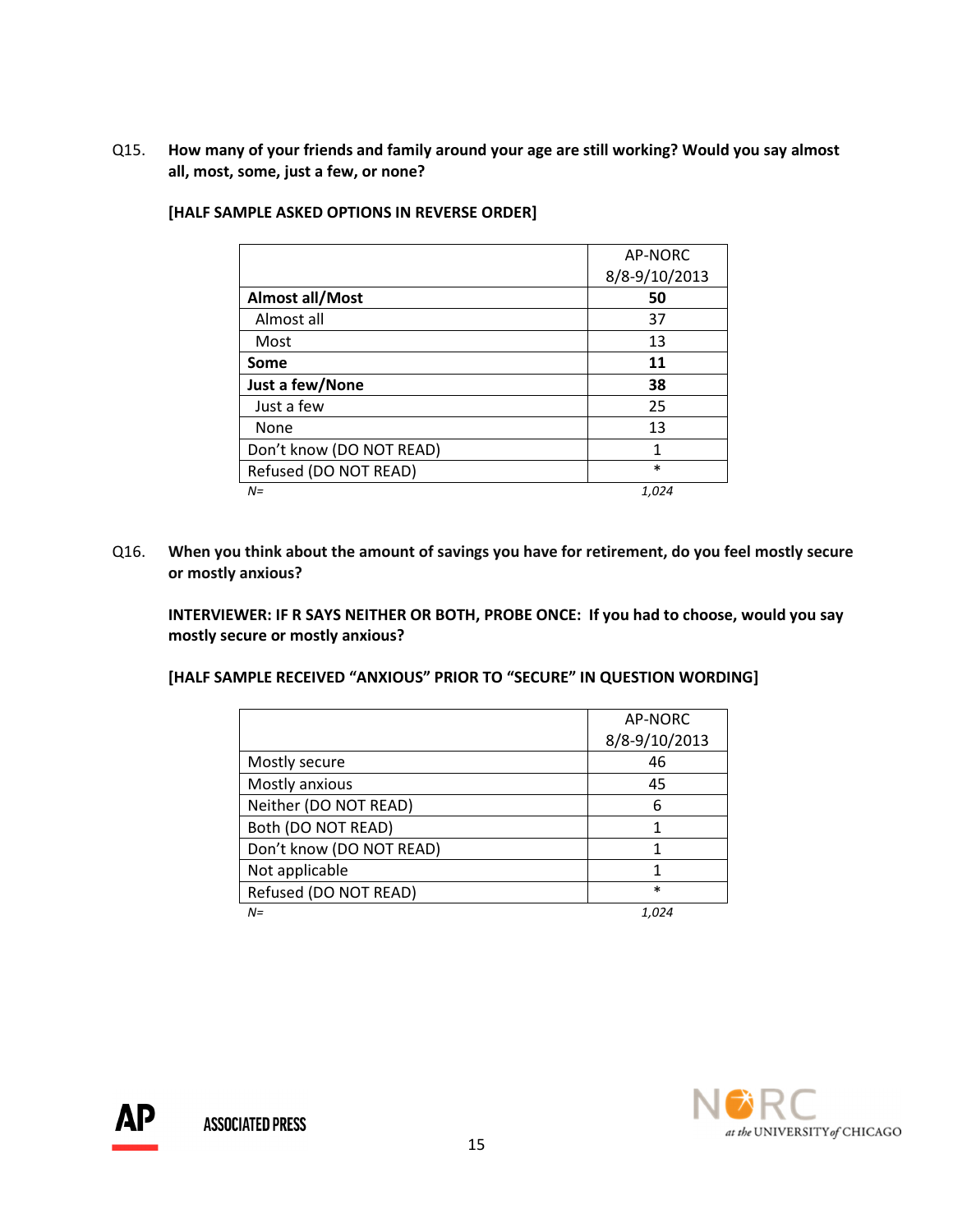Q15. **How many of your friends and family around your age are still working? Would you say almost all, most, some, just a few, or none?**

**[HALF SAMPLE ASKED OPTIONS IN REVERSE ORDER]**

| | AP-NORC 8/8-9/10/2013 |
|---|---|
| **Almost all/Most** | **50** |
| Almost all | 37 |
| Most | 13 |
| **Some** | **11** |
| **Just a few/None** | **38** |
| Just a few | 25 |
| None | 13 |
| Don't know (DO NOT READ) | 1 |
| Refused (DO NOT READ) | * |
| *N=* | *1,024* |

Q16. **When you think about the amount of savings you have for retirement, do you feel mostly secure or mostly anxious?**

**INTERVIEWER: IF R SAYS NEITHER OR BOTH, PROBE ONCE: If you had to choose, would you say mostly secure or mostly anxious?**

**[HALF SAMPLE RECEIVED "ANXIOUS" PRIOR TO "SECURE" IN QUESTION WORDING]**

| | AP-NORC 8/8-9/10/2013 |
|---|---|
| Mostly secure | 46 |
| Mostly anxious | 45 |
| Neither (DO NOT READ) | 6 |
| Both (DO NOT READ) | 1 |
| Don't know (DO NOT READ) | 1 |
| Not applicable | 1 |
| Refused (DO NOT READ) | * |
| *N=* | *1,024* |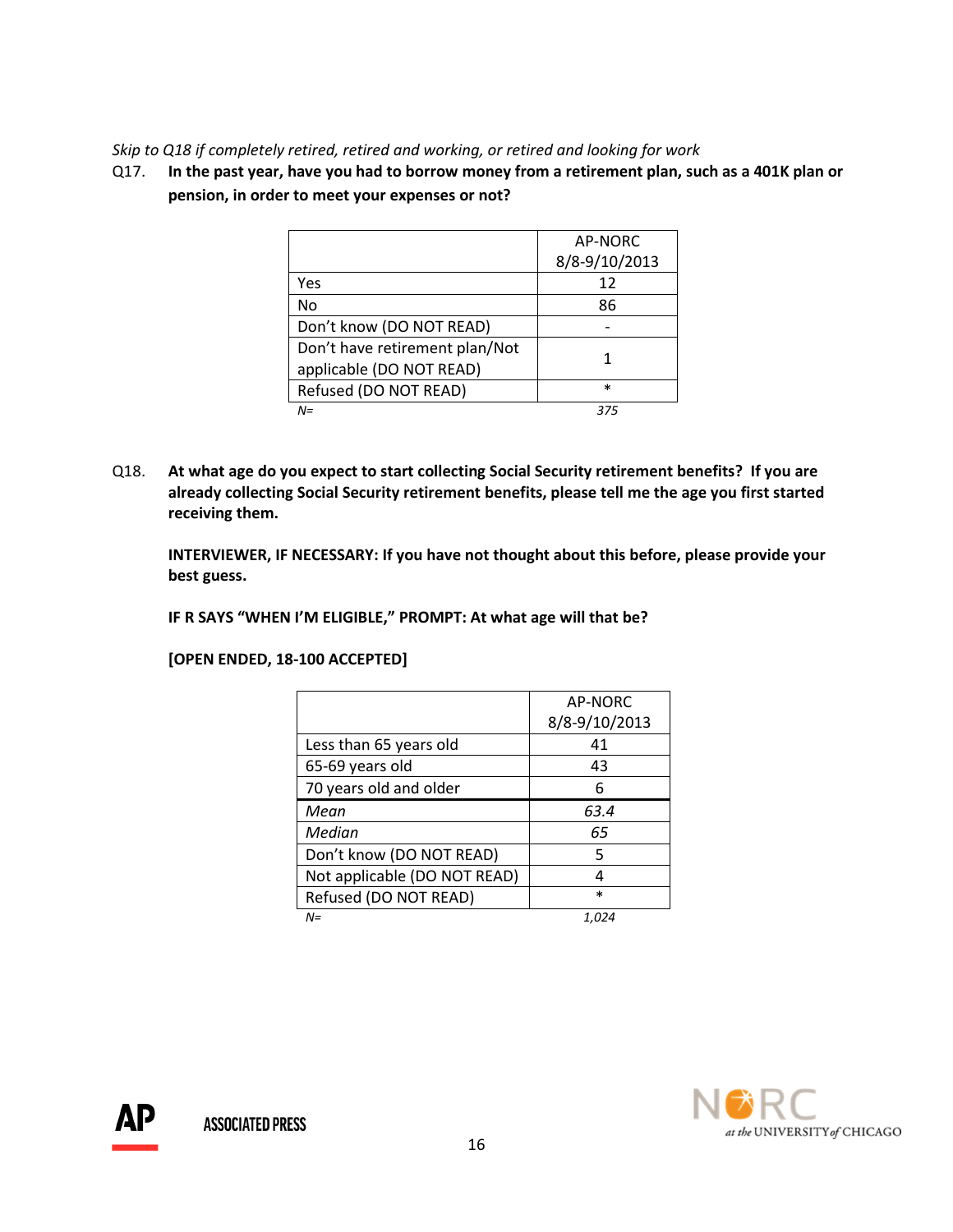*Skip to Q18 if completely retired, retired and working, or retired and looking for work*

Q17. **In the past year, have you had to borrow money from a retirement plan, such as a 401K plan or pension, in order to meet your expenses or not?**

| | AP-NORC 8/8-9/10/2013 |
|---|---|
| Yes | 12 |
| No | 86 |
| Don't know (DO NOT READ) | - |
| Don't have retirement plan/Not applicable (DO NOT READ) | 1 |
| Refused (DO NOT READ) | * |
| *N=* | *375* |

Q18. **At what age do you expect to start collecting Social Security retirement benefits? If you are already collecting Social Security retirement benefits, please tell me the age you first started receiving them.**

**INTERVIEWER, IF NECESSARY: If you have not thought about this before, please provide your best guess.**

**IF R SAYS "WHEN I'M ELIGIBLE," PROMPT: At what age will that be?**

**[OPEN ENDED, 18-100 ACCEPTED]**

| | AP-NORC 8/8-9/10/2013 |
|---|---|
| Less than 65 years old | 41 |
| 65-69 years old | 43 |
| 70 years old and older | 6 |
| *Mean* | *63.4* |
| *Median* | *65* |
| Don't know (DO NOT READ) | 5 |
| Not applicable (DO NOT READ) | 4 |
| Refused (DO NOT READ) | * |
| *N=* | *1,024* |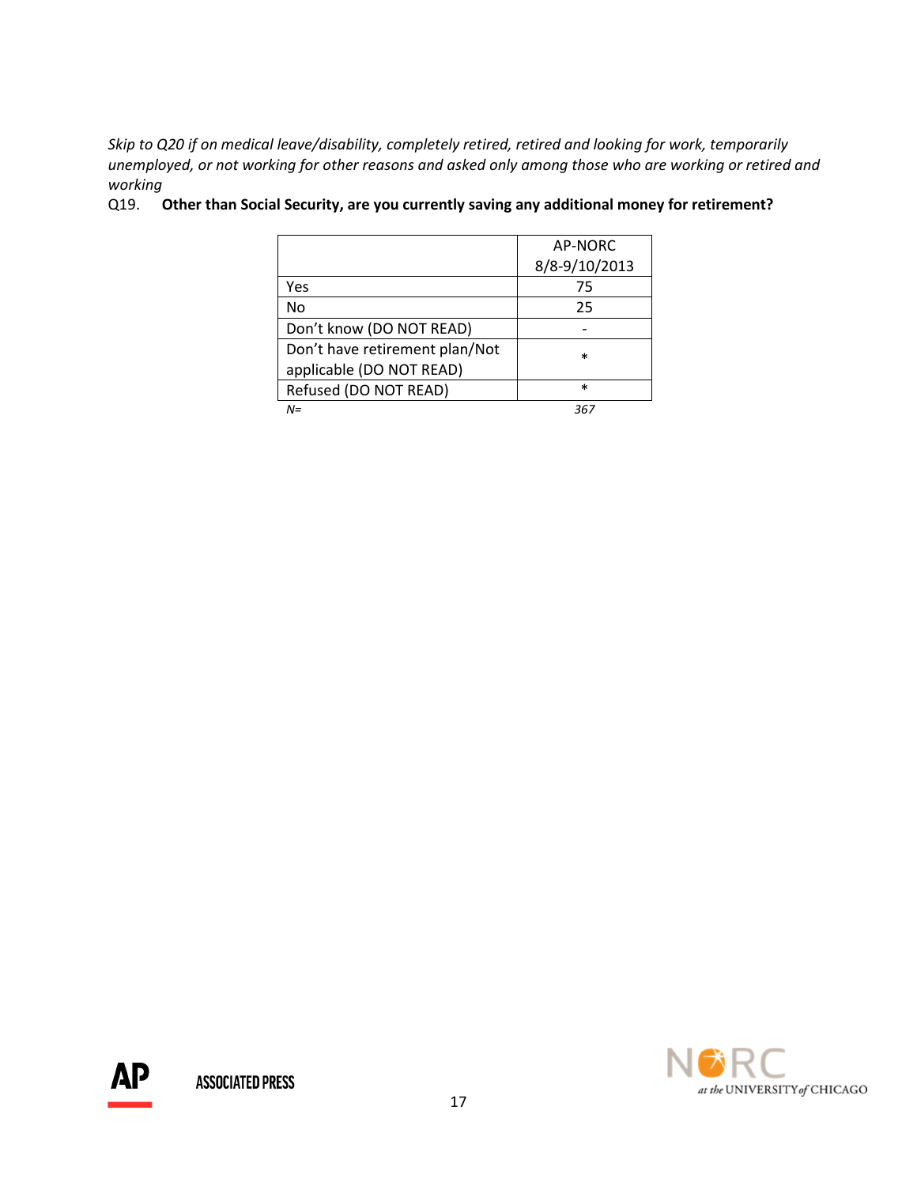*Skip to Q20 if on medical leave/disability, completely retired, retired and looking for work, temporarily unemployed, or not working for other reasons and asked only among those who are working or retired and working*

Q19. **Other than Social Security, are you currently saving any additional money for retirement?**

| | AP-NORC 8/8-9/10/2013 |
|---|---|
| Yes | 75 |
| No | 25 |
| Don't know (DO NOT READ) | - |
| Don't have retirement plan/Not applicable (DO NOT READ) | * |
| Refused (DO NOT READ) | * |
| *N=* | *367* |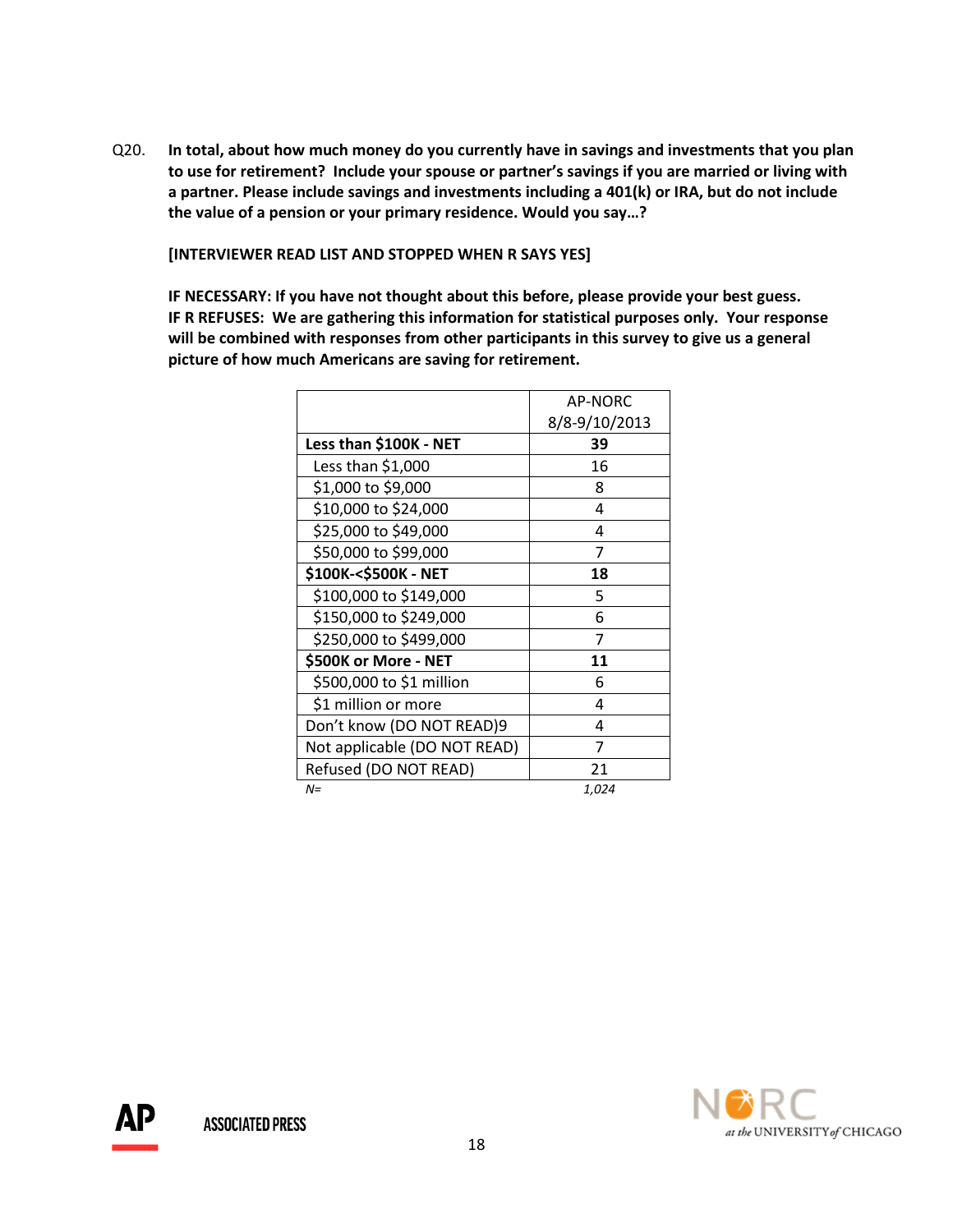Q20. **In total, about how much money do you currently have in savings and investments that you plan to use for retirement? Include your spouse or partner's savings if you are married or living with a partner. Please include savings and investments including a 401(k) or IRA, but do not include the value of a pension or your primary residence. Would you say…?**

**[INTERVIEWER READ LIST AND STOPPED WHEN R SAYS YES]**

**IF NECESSARY: If you have not thought about this before, please provide your best guess.**
**IF R REFUSES: We are gathering this information for statistical purposes only. Your response will be combined with responses from other participants in this survey to give us a general picture of how much Americans are saving for retirement.**

| | AP-NORC 8/8-9/10/2013 |
|---|---|
| **Less than $100K - NET** | **39** |
| Less than $1,000 | 16 |
| $1,000 to $9,000 | 8 |
| $10,000 to $24,000 | 4 |
| $25,000 to $49,000 | 4 |
| $50,000 to $99,000 | 7 |
| **$100K-<$500K - NET** | **18** |
| $100,000 to $149,000 | 5 |
| $150,000 to $249,000 | 6 |
| $250,000 to $499,000 | 7 |
| **$500K or More - NET** | **11** |
| $500,000 to $1 million | 6 |
| $1 million or more | 4 |
| Don't know (DO NOT READ)9 | 4 |
| Not applicable (DO NOT READ) | 7 |
| Refused (DO NOT READ) | 21 |
| *N=* | *1,024* |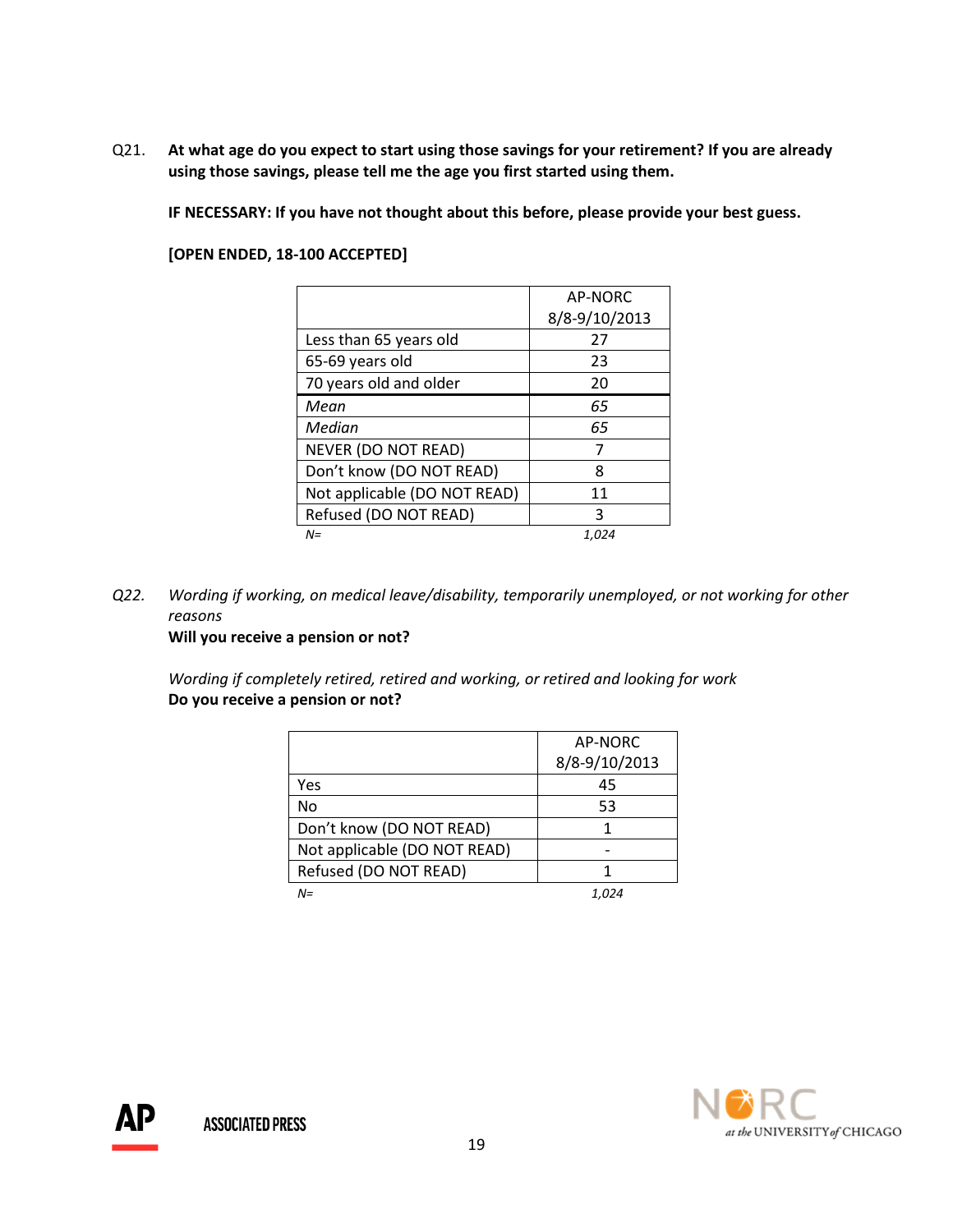Q21. **At what age do you expect to start using those savings for your retirement? If you are already using those savings, please tell me the age you first started using them.**

**IF NECESSARY: If you have not thought about this before, please provide your best guess.**

**[OPEN ENDED, 18-100 ACCEPTED]**

| | AP-NORC 8/8-9/10/2013 |
|---|---|
| Less than 65 years old | 27 |
| 65-69 years old | 23 |
| 70 years old and older | 20 |
| *Mean* | *65* |
| *Median* | *65* |
| NEVER (DO NOT READ) | 7 |
| Don't know (DO NOT READ) | 8 |
| Not applicable (DO NOT READ) | 11 |
| Refused (DO NOT READ) | 3 |
| *N=* | *1,024* |

*Q22. Wording if working, on medical leave/disability, temporarily unemployed, or not working for other reasons*
**Will you receive a pension or not?**

*Wording if completely retired, retired and working, or retired and looking for work*
**Do you receive a pension or not?**

| | AP-NORC 8/8-9/10/2013 |
|---|---|
| Yes | 45 |
| No | 53 |
| Don't know (DO NOT READ) | 1 |
| Not applicable (DO NOT READ) | - |
| Refused (DO NOT READ) | 1 |
| *N=* | *1,024* |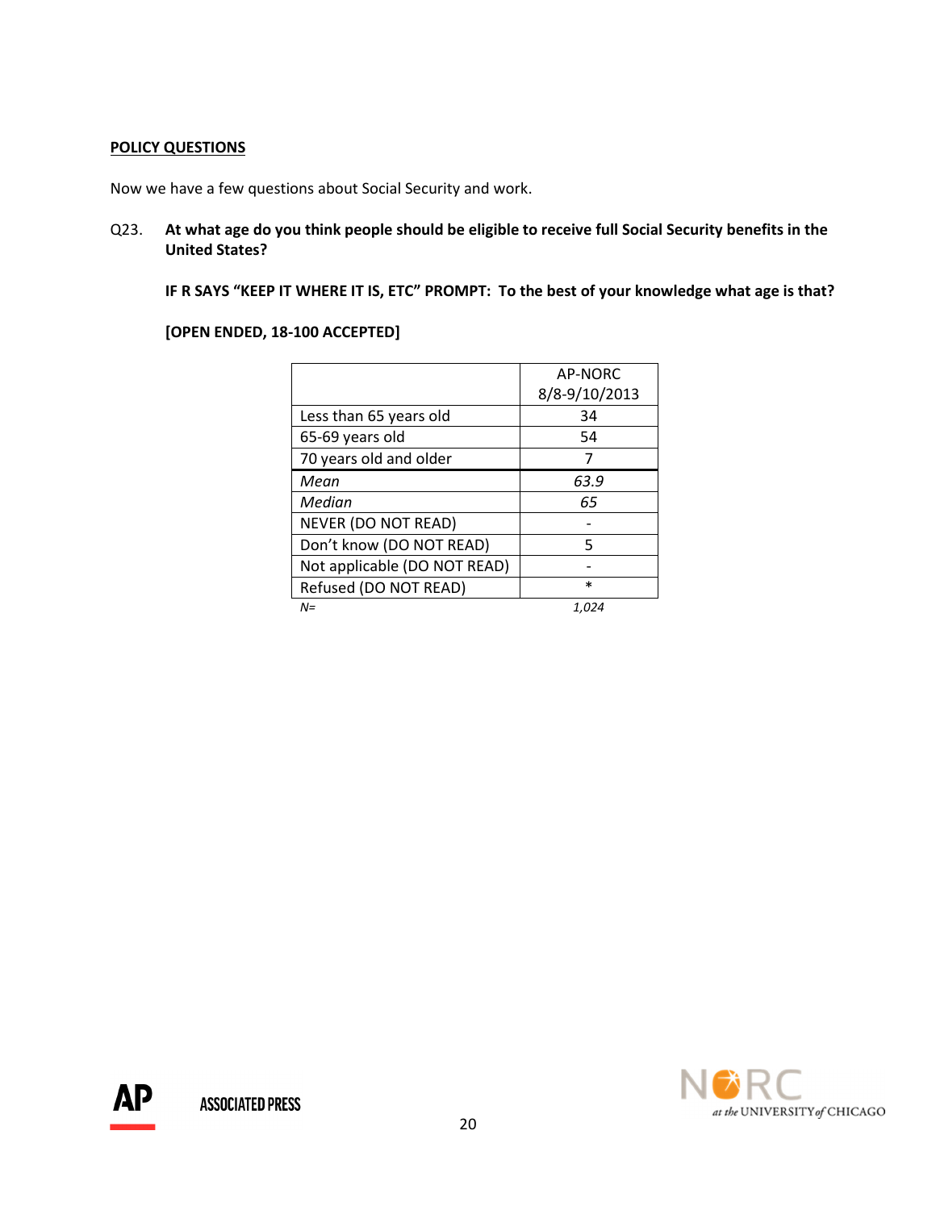**POLICY QUESTIONS**

Now we have a few questions about Social Security and work.

Q23. **At what age do you think people should be eligible to receive full Social Security benefits in the United States?**

**IF R SAYS "KEEP IT WHERE IT IS, ETC" PROMPT: To the best of your knowledge what age is that?**

**[OPEN ENDED, 18-100 ACCEPTED]**

| | AP-NORC 8/8-9/10/2013 |
|---|---|
| Less than 65 years old | 34 |
| 65-69 years old | 54 |
| 70 years old and older | 7 |
| *Mean* | *63.9* |
| *Median* | *65* |
| NEVER (DO NOT READ) | - |
| Don't know (DO NOT READ) | 5 |
| Not applicable (DO NOT READ) | - |
| Refused (DO NOT READ) | * |
| *N=* | *1,024* |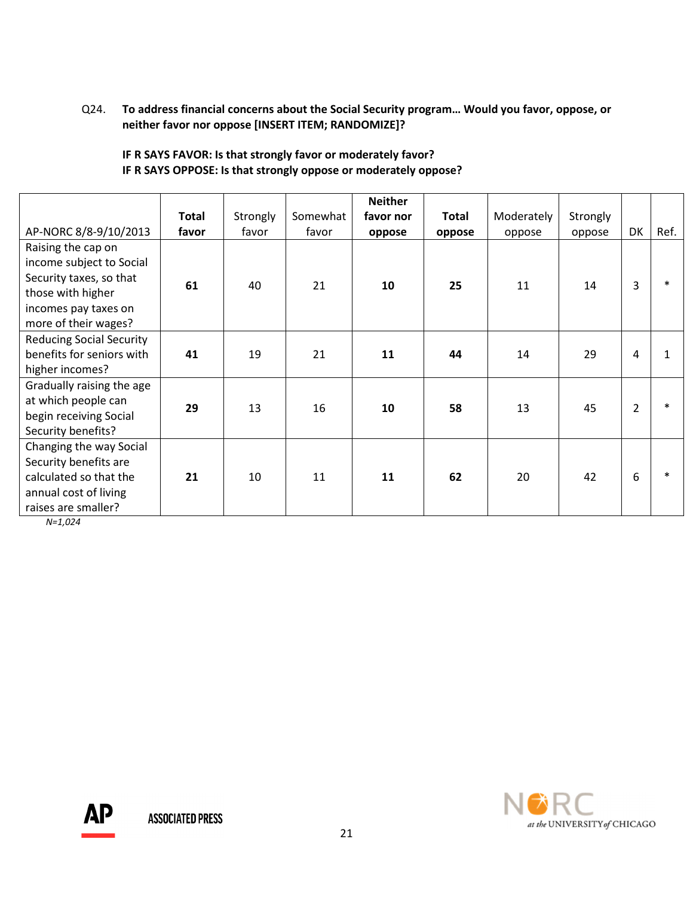Q24. **To address financial concerns about the Social Security program… Would you favor, oppose, or neither favor nor oppose [INSERT ITEM; RANDOMIZE]?**

**IF R SAYS FAVOR: Is that strongly favor or moderately favor?**
**IF R SAYS OPPOSE: Is that strongly oppose or moderately oppose?**

| AP-NORC 8/8-9/10/2013 | **Total favor** | Strongly favor | Somewhat favor | **Neither favor nor oppose** | **Total oppose** | Moderately oppose | Strongly oppose | DK | Ref. |
|---|---|---|---|---|---|---|---|---|---|
| Raising the cap on income subject to Social Security taxes, so that those with higher incomes pay taxes on more of their wages? | **61** | 40 | 21 | **10** | **25** | 11 | 14 | 3 | * |
| Reducing Social Security benefits for seniors with higher incomes? | **41** | 19 | 21 | **11** | **44** | 14 | 29 | 4 | 1 |
| Gradually raising the age at which people can begin receiving Social Security benefits? | **29** | 13 | 16 | **10** | **58** | 13 | 45 | 2 | * |
| Changing the way Social Security benefits are calculated so that the annual cost of living raises are smaller? | **21** | 10 | 11 | **11** | **62** | 20 | 42 | 6 | * |

*N=1,024*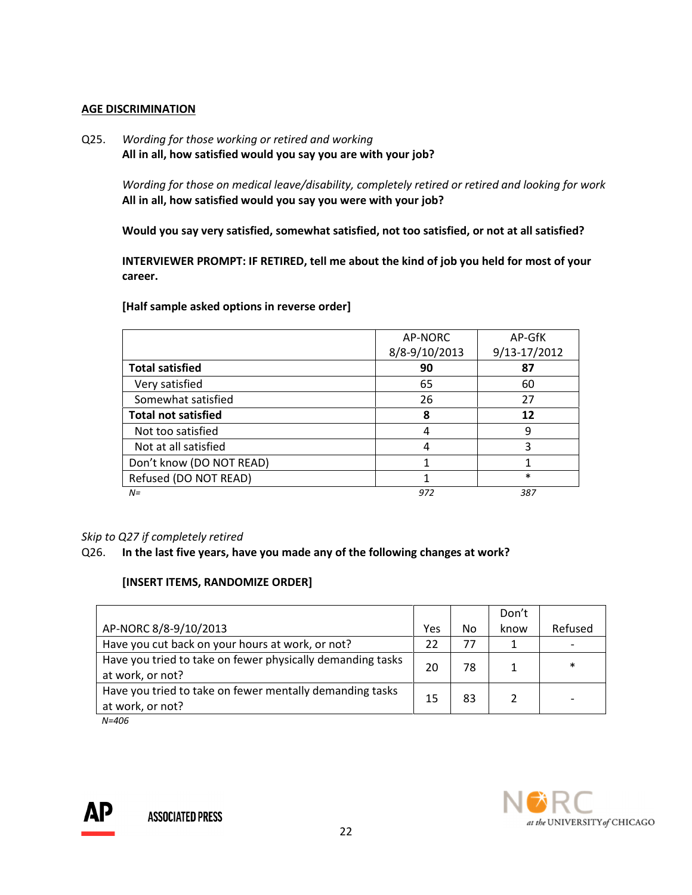**AGE DISCRIMINATION**

Q25. *Wording for those working or retired and working*
**All in all, how satisfied would you say you are with your job?**

*Wording for those on medical leave/disability, completely retired or retired and looking for work*
**All in all, how satisfied would you say you were with your job?**

**Would you say very satisfied, somewhat satisfied, not too satisfied, or not at all satisfied?**

**INTERVIEWER PROMPT: IF RETIRED, tell me about the kind of job you held for most of your career.**

**[Half sample asked options in reverse order]**

| | AP-NORC 8/8-9/10/2013 | AP-GfK 9/13-17/2012 |
|---|---|---|
| **Total satisfied** | **90** | **87** |
| Very satisfied | 65 | 60 |
| Somewhat satisfied | 26 | 27 |
| **Total not satisfied** | **8** | **12** |
| Not too satisfied | 4 | 9 |
| Not at all satisfied | 4 | 3 |
| Don't know (DO NOT READ) | 1 | 1 |
| Refused (DO NOT READ) | 1 | * |
| *N=* | *972* | *387* |

*Skip to Q27 if completely retired*

Q26. **In the last five years, have you made any of the following changes at work?**

**[INSERT ITEMS, RANDOMIZE ORDER]**

| AP-NORC 8/8-9/10/2013 | Yes | No | Don't know | Refused |
|---|---|---|---|---|
| Have you cut back on your hours at work, or not? | 22 | 77 | 1 | - |
| Have you tried to take on fewer physically demanding tasks at work, or not? | 20 | 78 | 1 | * |
| Have you tried to take on fewer mentally demanding tasks at work, or not? | 15 | 83 | 2 | - |

*N=406*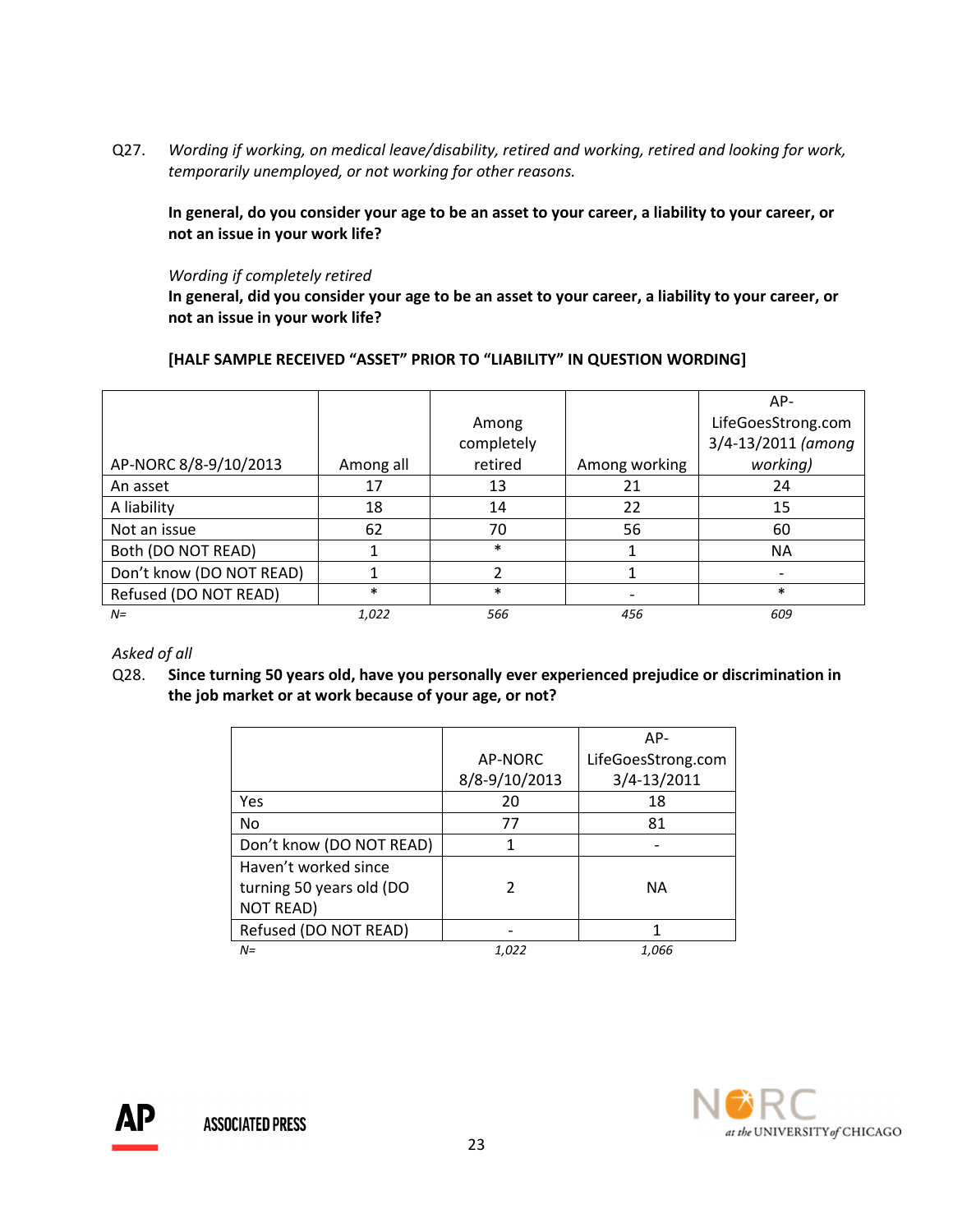Q27. *Wording if working, on medical leave/disability, retired and working, retired and looking for work, temporarily unemployed, or not working for other reasons.*

**In general, do you consider your age to be an asset to your career, a liability to your career, or not an issue in your work life?**

*Wording if completely retired*

**In general, did you consider your age to be an asset to your career, a liability to your career, or not an issue in your work life?**

**[HALF SAMPLE RECEIVED "ASSET" PRIOR TO "LIABILITY" IN QUESTION WORDING]**

| AP-NORC 8/8-9/10/2013 | Among all | Among completely retired | Among working | AP-LifeGoesStrong.com 3/4-13/2011 *(among working)* |
|---|---|---|---|---|
| An asset | 17 | 13 | 21 | 24 |
| A liability | 18 | 14 | 22 | 15 |
| Not an issue | 62 | 70 | 56 | 60 |
| Both (DO NOT READ) | 1 | * | 1 | NA |
| Don't know (DO NOT READ) | 1 | 2 | 1 | - |
| Refused (DO NOT READ) | * | * | - | * |
| *N=* | *1,022* | *566* | *456* | *609* |

*Asked of all*

Q28. **Since turning 50 years old, have you personally ever experienced prejudice or discrimination in the job market or at work because of your age, or not?**

| | AP-NORC 8/8-9/10/2013 | AP-LifeGoesStrong.com 3/4-13/2011 |
|---|---|---|
| Yes | 20 | 18 |
| No | 77 | 81 |
| Don't know (DO NOT READ) | 1 | - |
| Haven't worked since turning 50 years old (DO NOT READ) | 2 | NA |
| Refused (DO NOT READ) | - | 1 |
| *N=* | *1,022* | *1,066* |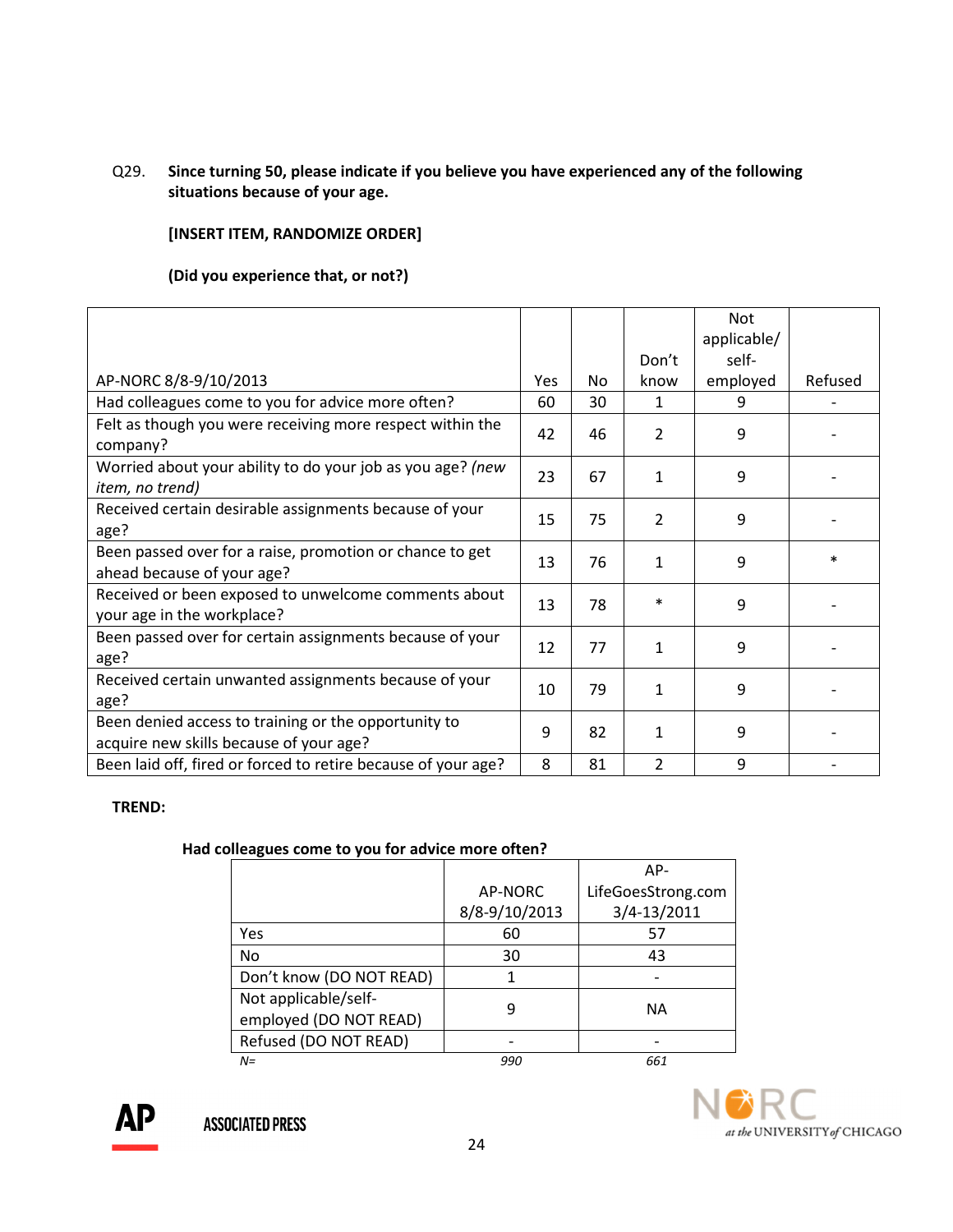Q29. **Since turning 50, please indicate if you believe you have experienced any of the following situations because of your age.**

**[INSERT ITEM, RANDOMIZE ORDER]**

**(Did you experience that, or not?)**

| AP-NORC 8/8-9/10/2013 | Yes | No | Don't know | Not applicable/ self-employed | Refused |
|---|---|---|---|---|---|
| Had colleagues come to you for advice more often? | 60 | 30 | 1 | 9 | - |
| Felt as though you were receiving more respect within the company? | 42 | 46 | 2 | 9 | - |
| Worried about your ability to do your job as you age? *(new item, no trend)* | 23 | 67 | 1 | 9 | - |
| Received certain desirable assignments because of your age? | 15 | 75 | 2 | 9 | - |
| Been passed over for a raise, promotion or chance to get ahead because of your age? | 13 | 76 | 1 | 9 | * |
| Received or been exposed to unwelcome comments about your age in the workplace? | 13 | 78 | * | 9 | - |
| Been passed over for certain assignments because of your age? | 12 | 77 | 1 | 9 | - |
| Received certain unwanted assignments because of your age? | 10 | 79 | 1 | 9 | - |
| Been denied access to training or the opportunity to acquire new skills because of your age? | 9 | 82 | 1 | 9 | - |
| Been laid off, fired or forced to retire because of your age? | 8 | 81 | 2 | 9 | - |

**TREND:**

**Had colleagues come to you for advice more often?**

| | AP-NORC 8/8-9/10/2013 | AP-LifeGoesStrong.com 3/4-13/2011 |
|---|---|---|
| Yes | 60 | 57 |
| No | 30 | 43 |
| Don't know (DO NOT READ) | 1 | - |
| Not applicable/self-employed (DO NOT READ) | 9 | NA |
| Refused (DO NOT READ) | - | - |
| *N=* | *990* | *661* |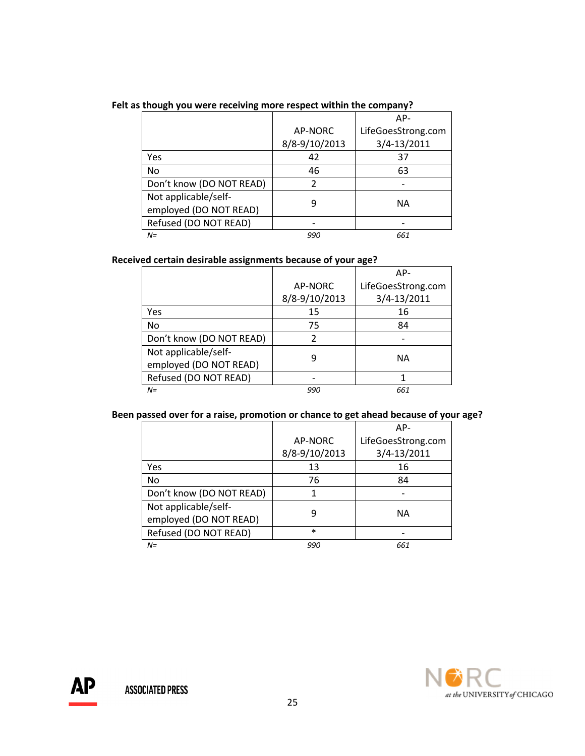**Felt as though you were receiving more respect within the company?**

| | AP-NORC 8/8-9/10/2013 | AP-LifeGoesStrong.com 3/4-13/2011 |
|---|---|---|
| Yes | 42 | 37 |
| No | 46 | 63 |
| Don't know (DO NOT READ) | 2 | - |
| Not applicable/self-employed (DO NOT READ) | 9 | NA |
| Refused (DO NOT READ) | - | - |
| *N=* | *990* | *661* |

**Received certain desirable assignments because of your age?**

| | AP-NORC 8/8-9/10/2013 | AP-LifeGoesStrong.com 3/4-13/2011 |
|---|---|---|
| Yes | 15 | 16 |
| No | 75 | 84 |
| Don't know (DO NOT READ) | 2 | - |
| Not applicable/self-employed (DO NOT READ) | 9 | NA |
| Refused (DO NOT READ) | - | 1 |
| *N=* | *990* | *661* |

**Been passed over for a raise, promotion or chance to get ahead because of your age?**

| | AP-NORC 8/8-9/10/2013 | AP-LifeGoesStrong.com 3/4-13/2011 |
|---|---|---|
| Yes | 13 | 16 |
| No | 76 | 84 |
| Don't know (DO NOT READ) | 1 | - |
| Not applicable/self-employed (DO NOT READ) | 9 | NA |
| Refused (DO NOT READ) | * | - |
| *N=* | *990* | *661* |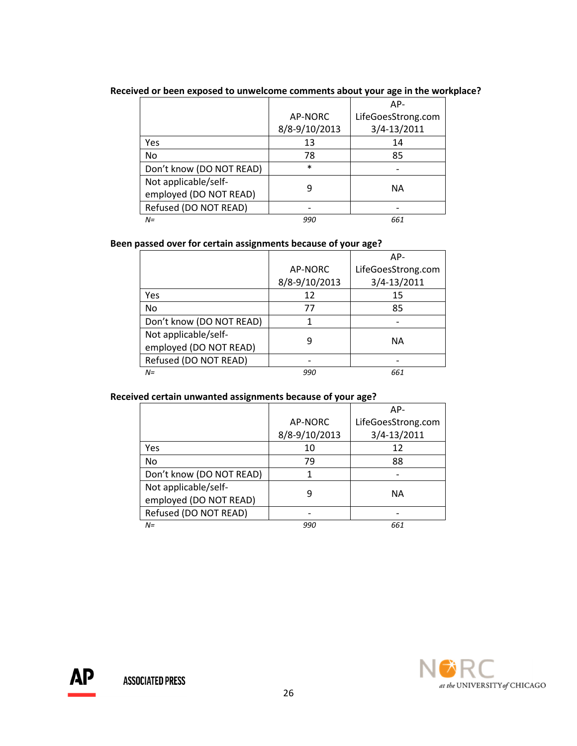**Received or been exposed to unwelcome comments about your age in the workplace?**

| | AP-NORC 8/8-9/10/2013 | AP-LifeGoesStrong.com 3/4-13/2011 |
|---|---|---|
| Yes | 13 | 14 |
| No | 78 | 85 |
| Don't know (DO NOT READ) | * | - |
| Not applicable/self-employed (DO NOT READ) | 9 | NA |
| Refused (DO NOT READ) | - | - |
| *N=* | *990* | *661* |

**Been passed over for certain assignments because of your age?**

| | AP-NORC 8/8-9/10/2013 | AP-LifeGoesStrong.com 3/4-13/2011 |
|---|---|---|
| Yes | 12 | 15 |
| No | 77 | 85 |
| Don't know (DO NOT READ) | 1 | - |
| Not applicable/self-employed (DO NOT READ) | 9 | NA |
| Refused (DO NOT READ) | - | - |
| *N=* | *990* | *661* |

**Received certain unwanted assignments because of your age?**

| | AP-NORC 8/8-9/10/2013 | AP-LifeGoesStrong.com 3/4-13/2011 |
|---|---|---|
| Yes | 10 | 12 |
| No | 79 | 88 |
| Don't know (DO NOT READ) | 1 | - |
| Not applicable/self-employed (DO NOT READ) | 9 | NA |
| Refused (DO NOT READ) | - | - |
| *N=* | *990* | *661* |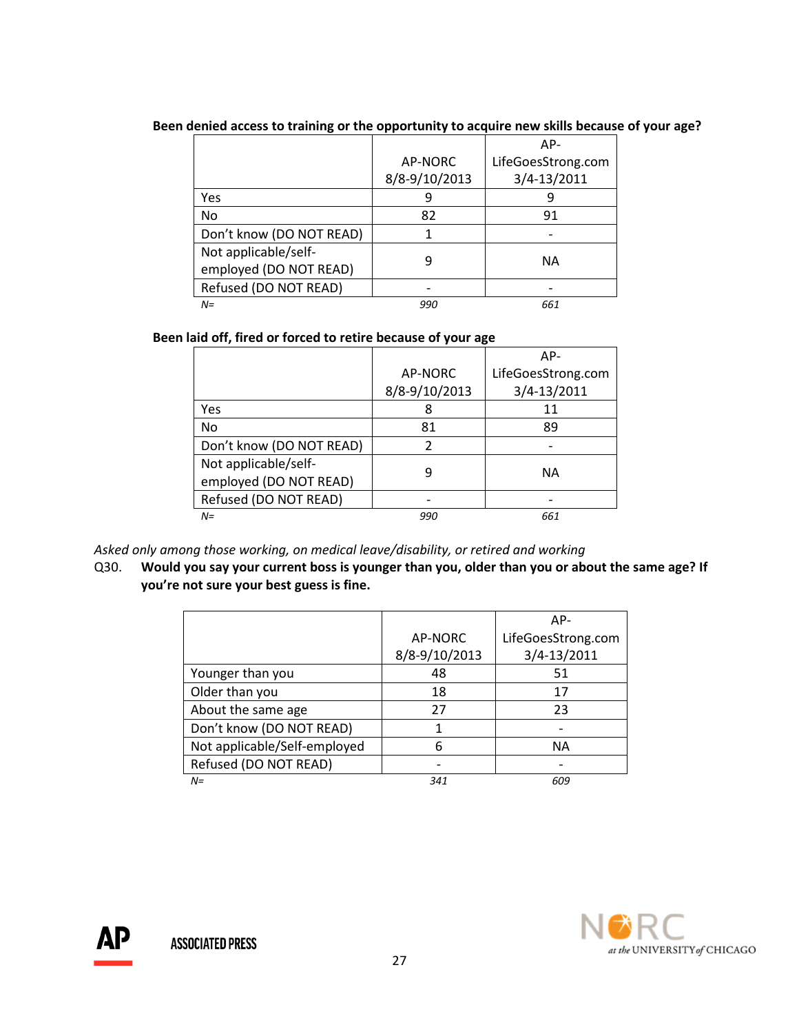**Been denied access to training or the opportunity to acquire new skills because of your age?**

| | AP-NORC 8/8-9/10/2013 | AP-LifeGoesStrong.com 3/4-13/2011 |
|---|---|---|
| Yes | 9 | 9 |
| No | 82 | 91 |
| Don't know (DO NOT READ) | 1 | - |
| Not applicable/self-employed (DO NOT READ) | 9 | NA |
| Refused (DO NOT READ) | - | - |
| *N=* | *990* | *661* |

**Been laid off, fired or forced to retire because of your age**

| | AP-NORC 8/8-9/10/2013 | AP-LifeGoesStrong.com 3/4-13/2011 |
|---|---|---|
| Yes | 8 | 11 |
| No | 81 | 89 |
| Don't know (DO NOT READ) | 2 | - |
| Not applicable/self-employed (DO NOT READ) | 9 | NA |
| Refused (DO NOT READ) | - | - |
| *N=* | *990* | *661* |

*Asked only among those working, on medical leave/disability, or retired and working*

Q30. **Would you say your current boss is younger than you, older than you or about the same age? If you're not sure your best guess is fine.**

| | AP-NORC 8/8-9/10/2013 | AP-LifeGoesStrong.com 3/4-13/2011 |
|---|---|---|
| Younger than you | 48 | 51 |
| Older than you | 18 | 17 |
| About the same age | 27 | 23 |
| Don't know (DO NOT READ) | 1 | - |
| Not applicable/Self-employed | 6 | NA |
| Refused (DO NOT READ) | - | - |
| *N=* | *341* | *609* |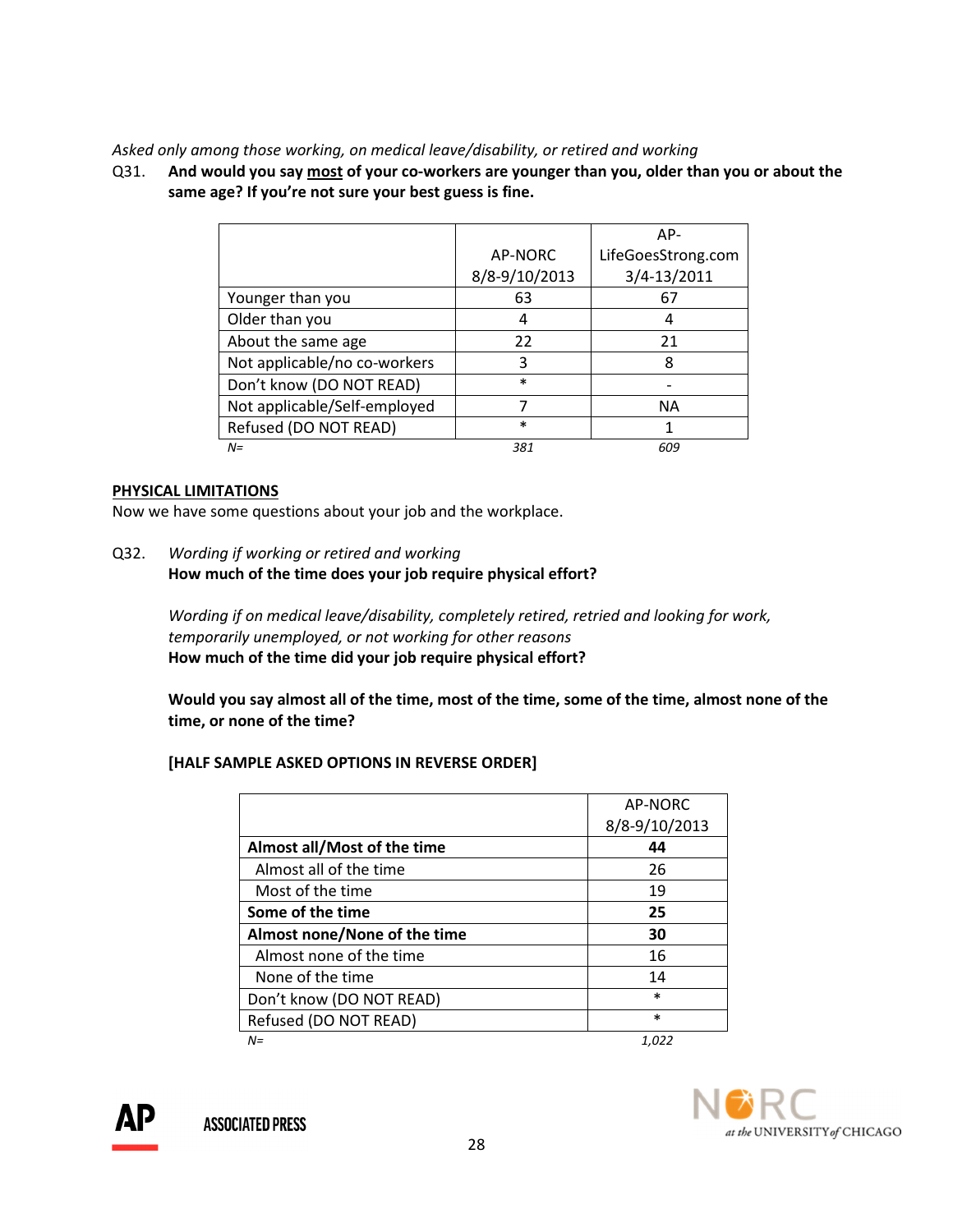*Asked only among those working, on medical leave/disability, or retired and working*

Q31. **And would you say most of your co-workers are younger than you, older than you or about the same age? If you're not sure your best guess is fine.**

| | AP-NORC 8/8-9/10/2013 | AP-LifeGoesStrong.com 3/4-13/2011 |
|---|---|---|
| Younger than you | 63 | 67 |
| Older than you | 4 | 4 |
| About the same age | 22 | 21 |
| Not applicable/no co-workers | 3 | 8 |
| Don't know (DO NOT READ) | * | - |
| Not applicable/Self-employed | 7 | NA |
| Refused (DO NOT READ) | * | 1 |
| *N=* | *381* | *609* |

**PHYSICAL LIMITATIONS**

Now we have some questions about your job and the workplace.

Q32. *Wording if working or retired and working*
**How much of the time does your job require physical effort?**

*Wording if on medical leave/disability, completely retired, retried and looking for work, temporarily unemployed, or not working for other reasons*
**How much of the time did your job require physical effort?**

**Would you say almost all of the time, most of the time, some of the time, almost none of the time, or none of the time?**

**[HALF SAMPLE ASKED OPTIONS IN REVERSE ORDER]**

| | AP-NORC 8/8-9/10/2013 |
|---|---|
| **Almost all/Most of the time** | **44** |
| Almost all of the time | 26 |
| Most of the time | 19 |
| **Some of the time** | **25** |
| **Almost none/None of the time** | **30** |
| Almost none of the time | 16 |
| None of the time | 14 |
| Don't know (DO NOT READ) | * |
| Refused (DO NOT READ) | * |
| *N=* | *1,022* |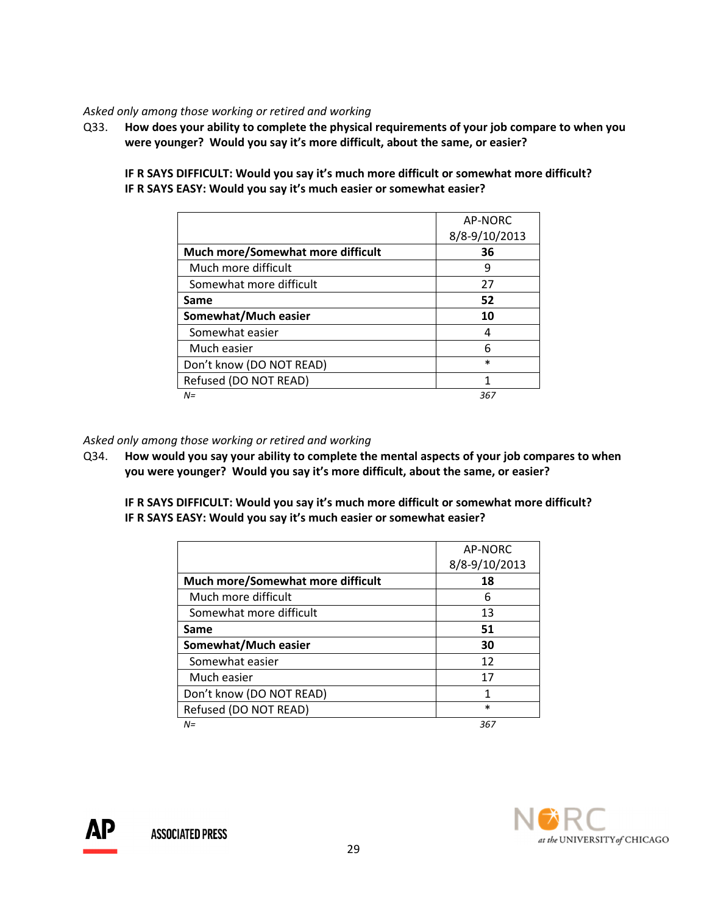*Asked only among those working or retired and working*

Q33. **How does your ability to complete the physical requirements of your job compare to when you were younger? Would you say it's more difficult, about the same, or easier?**

**IF R SAYS DIFFICULT: Would you say it's much more difficult or somewhat more difficult?**
**IF R SAYS EASY: Would you say it's much easier or somewhat easier?**

| | AP-NORC 8/8-9/10/2013 |
|---|---|
| **Much more/Somewhat more difficult** | **36** |
| Much more difficult | 9 |
| Somewhat more difficult | 27 |
| **Same** | **52** |
| **Somewhat/Much easier** | **10** |
| Somewhat easier | 4 |
| Much easier | 6 |
| Don't know (DO NOT READ) | * |
| Refused (DO NOT READ) | 1 |
| *N=* | *367* |

*Asked only among those working or retired and working*

Q34. **How would you say your ability to complete the mental aspects of your job compares to when you were younger? Would you say it's more difficult, about the same, or easier?**

**IF R SAYS DIFFICULT: Would you say it's much more difficult or somewhat more difficult?**
**IF R SAYS EASY: Would you say it's much easier or somewhat easier?**

| | AP-NORC 8/8-9/10/2013 |
|---|---|
| **Much more/Somewhat more difficult** | **18** |
| Much more difficult | 6 |
| Somewhat more difficult | 13 |
| **Same** | **51** |
| **Somewhat/Much easier** | **30** |
| Somewhat easier | 12 |
| Much easier | 17 |
| Don't know (DO NOT READ) | 1 |
| Refused (DO NOT READ) | * |
| *N=* | *367* |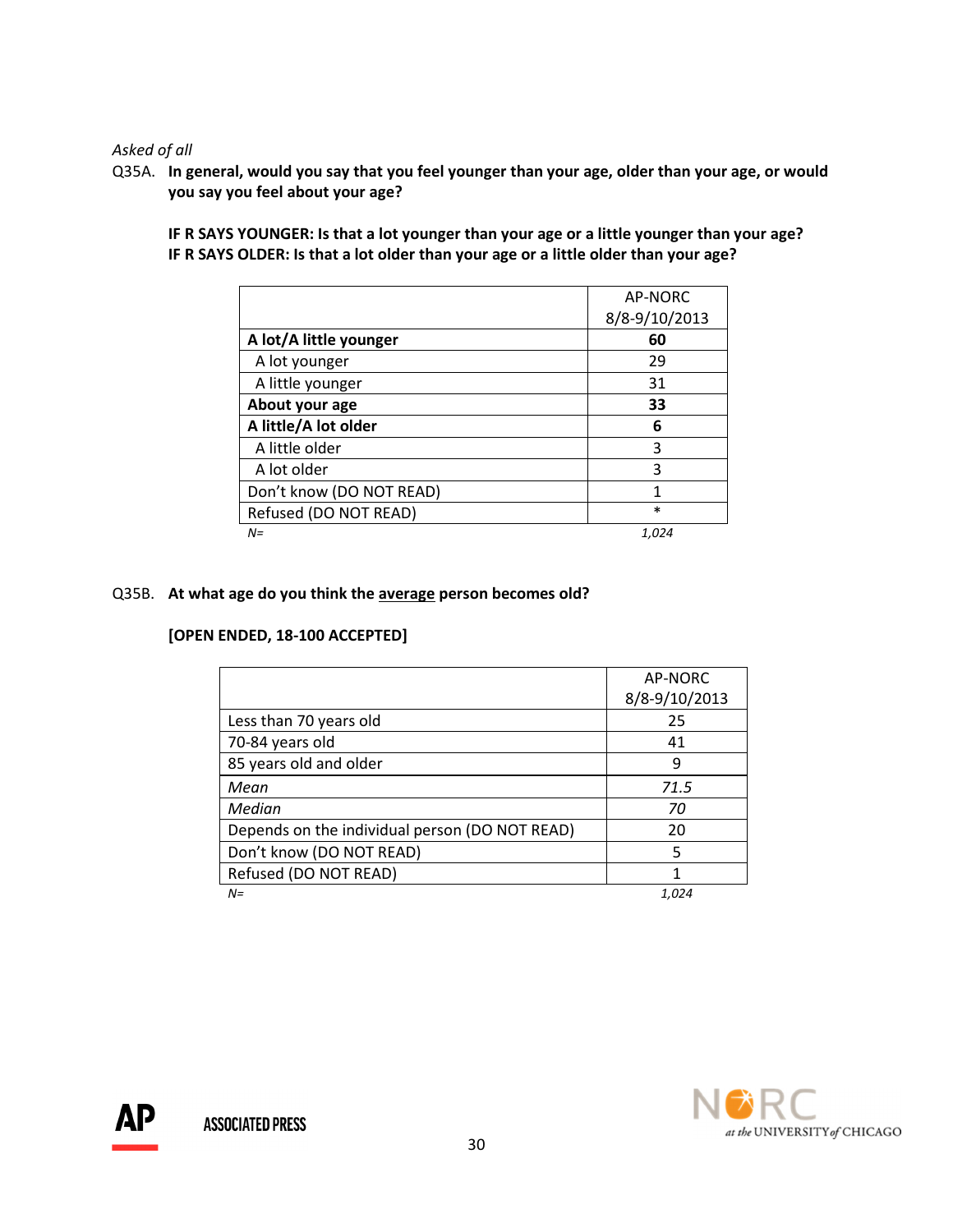*Asked of all*

Q35A. **In general, would you say that you feel younger than your age, older than your age, or would you say you feel about your age?**

**IF R SAYS YOUNGER: Is that a lot younger than your age or a little younger than your age?**
**IF R SAYS OLDER: Is that a lot older than your age or a little older than your age?**

| | AP-NORC 8/8-9/10/2013 |
|---|---|
| **A lot/A little younger** | **60** |
| A lot younger | 29 |
| A little younger | 31 |
| **About your age** | **33** |
| **A little/A lot older** | **6** |
| A little older | 3 |
| A lot older | 3 |
| Don't know (DO NOT READ) | 1 |
| Refused (DO NOT READ) | * |
| *N=* | *1,024* |

Q35B. **At what age do you think the average person becomes old?**

**[OPEN ENDED, 18-100 ACCEPTED]**

| | AP-NORC 8/8-9/10/2013 |
|---|---|
| Less than 70 years old | 25 |
| 70-84 years old | 41 |
| 85 years old and older | 9 |
| *Mean* | *71.5* |
| *Median* | *70* |
| Depends on the individual person (DO NOT READ) | 20 |
| Don't know (DO NOT READ) | 5 |
| Refused (DO NOT READ) | 1 |
| *N=* | *1,024* |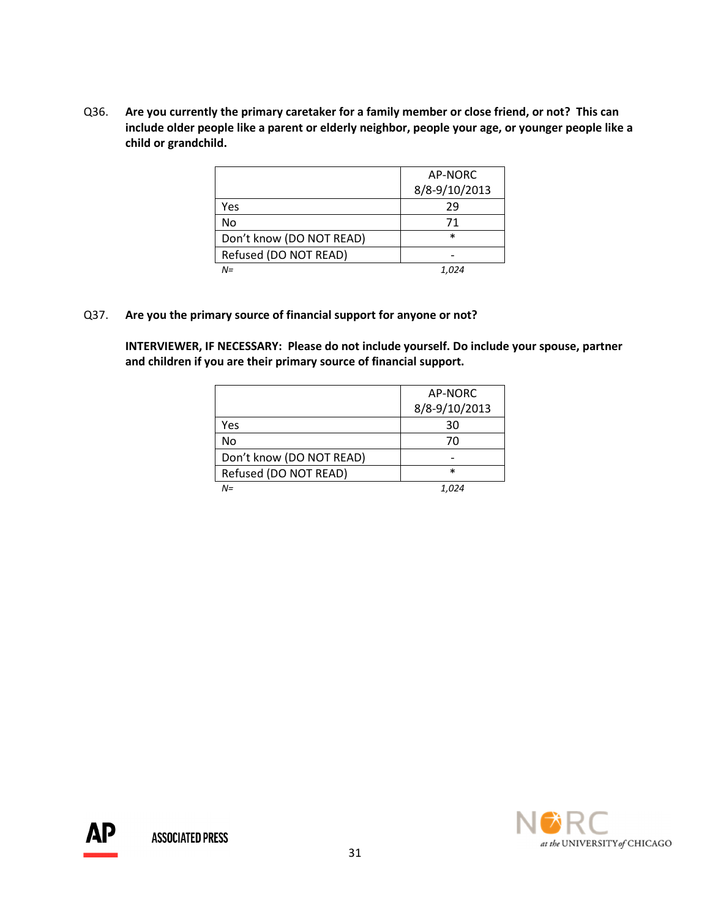Q36. **Are you currently the primary caretaker for a family member or close friend, or not? This can include older people like a parent or elderly neighbor, people your age, or younger people like a child or grandchild.**

| | AP-NORC 8/8-9/10/2013 |
|---|---|
| Yes | 29 |
| No | 71 |
| Don't know (DO NOT READ) | * |
| Refused (DO NOT READ) | - |
| *N=* | *1,024* |

Q37. **Are you the primary source of financial support for anyone or not?**

**INTERVIEWER, IF NECESSARY: Please do not include yourself. Do include your spouse, partner and children if you are their primary source of financial support.**

| | AP-NORC 8/8-9/10/2013 |
|---|---|
| Yes | 30 |
| No | 70 |
| Don't know (DO NOT READ) | - |
| Refused (DO NOT READ) | * |
| *N=* | *1,024* |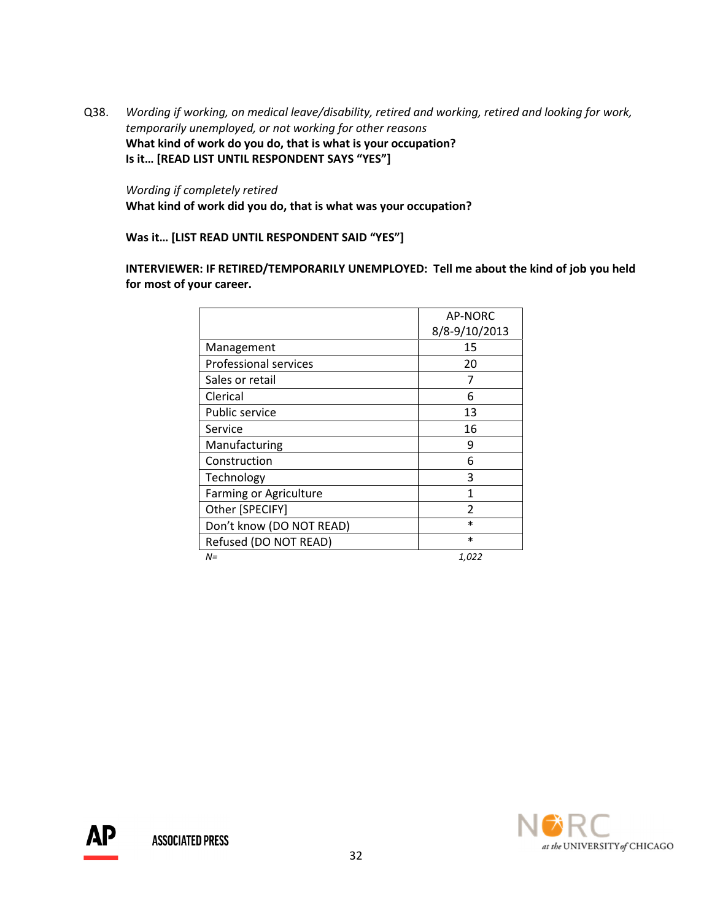Q38. *Wording if working, on medical leave/disability, retired and working, retired and looking for work, temporarily unemployed, or not working for other reasons*
**What kind of work do you do, that is what is your occupation?**
**Is it… [READ LIST UNTIL RESPONDENT SAYS "YES"]**

*Wording if completely retired*
**What kind of work did you do, that is what was your occupation?**

**Was it… [LIST READ UNTIL RESPONDENT SAID "YES"]**

**INTERVIEWER: IF RETIRED/TEMPORARILY UNEMPLOYED: Tell me about the kind of job you held for most of your career.**

| | AP-NORC 8/8-9/10/2013 |
|---|---|
| Management | 15 |
| Professional services | 20 |
| Sales or retail | 7 |
| Clerical | 6 |
| Public service | 13 |
| Service | 16 |
| Manufacturing | 9 |
| Construction | 6 |
| Technology | 3 |
| Farming or Agriculture | 1 |
| Other [SPECIFY] | 2 |
| Don't know (DO NOT READ) | * |
| Refused (DO NOT READ) | * |
| *N=* | *1,022* |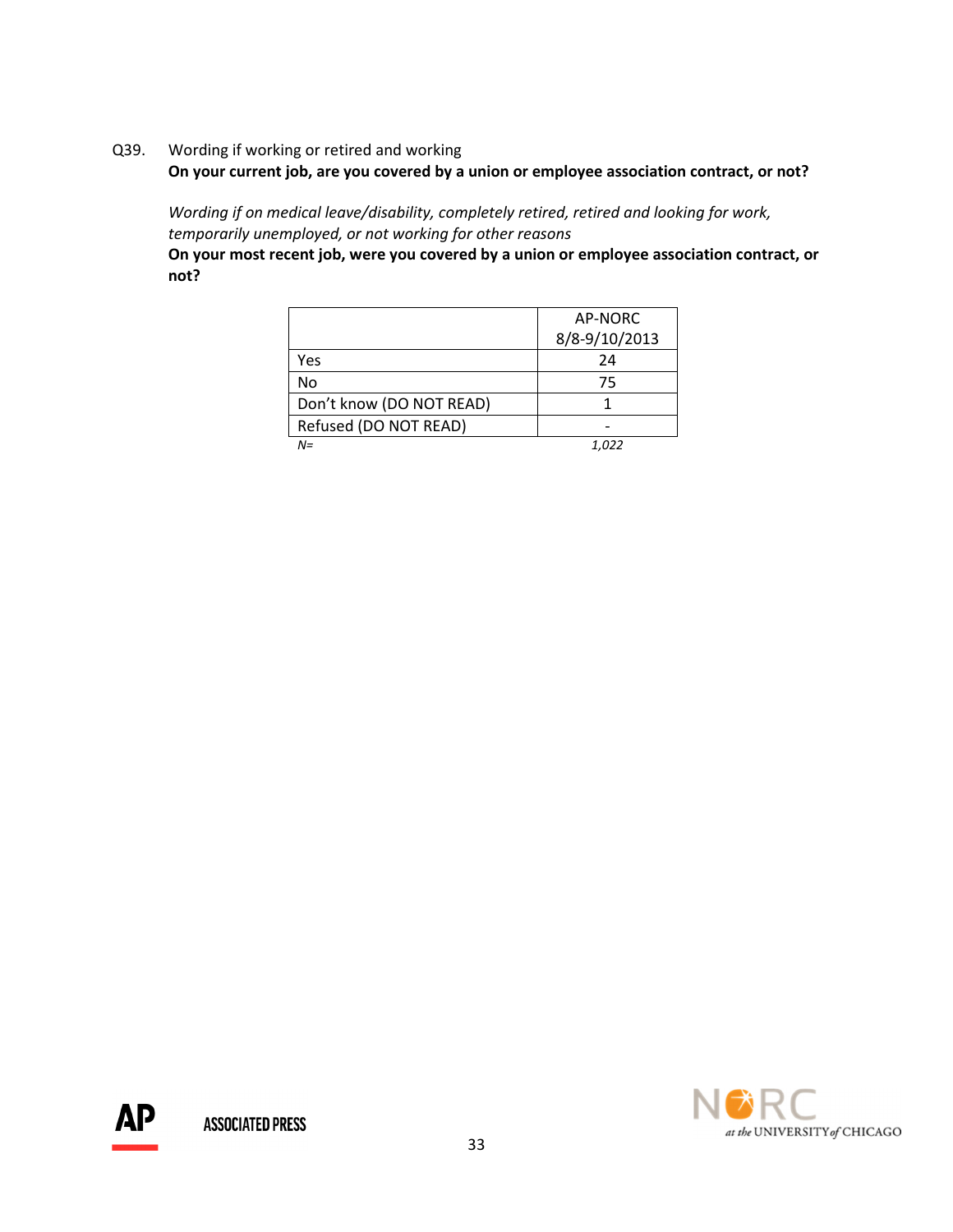Q39. Wording if working or retired and working
**On your current job, are you covered by a union or employee association contract, or not?**

*Wording if on medical leave/disability, completely retired, retired and looking for work, temporarily unemployed, or not working for other reasons*
**On your most recent job, were you covered by a union or employee association contract, or not?**

| | AP-NORC 8/8-9/10/2013 |
|---|---|
| Yes | 24 |
| No | 75 |
| Don't know (DO NOT READ) | 1 |
| Refused (DO NOT READ) | - |
| *N=* | *1,022* |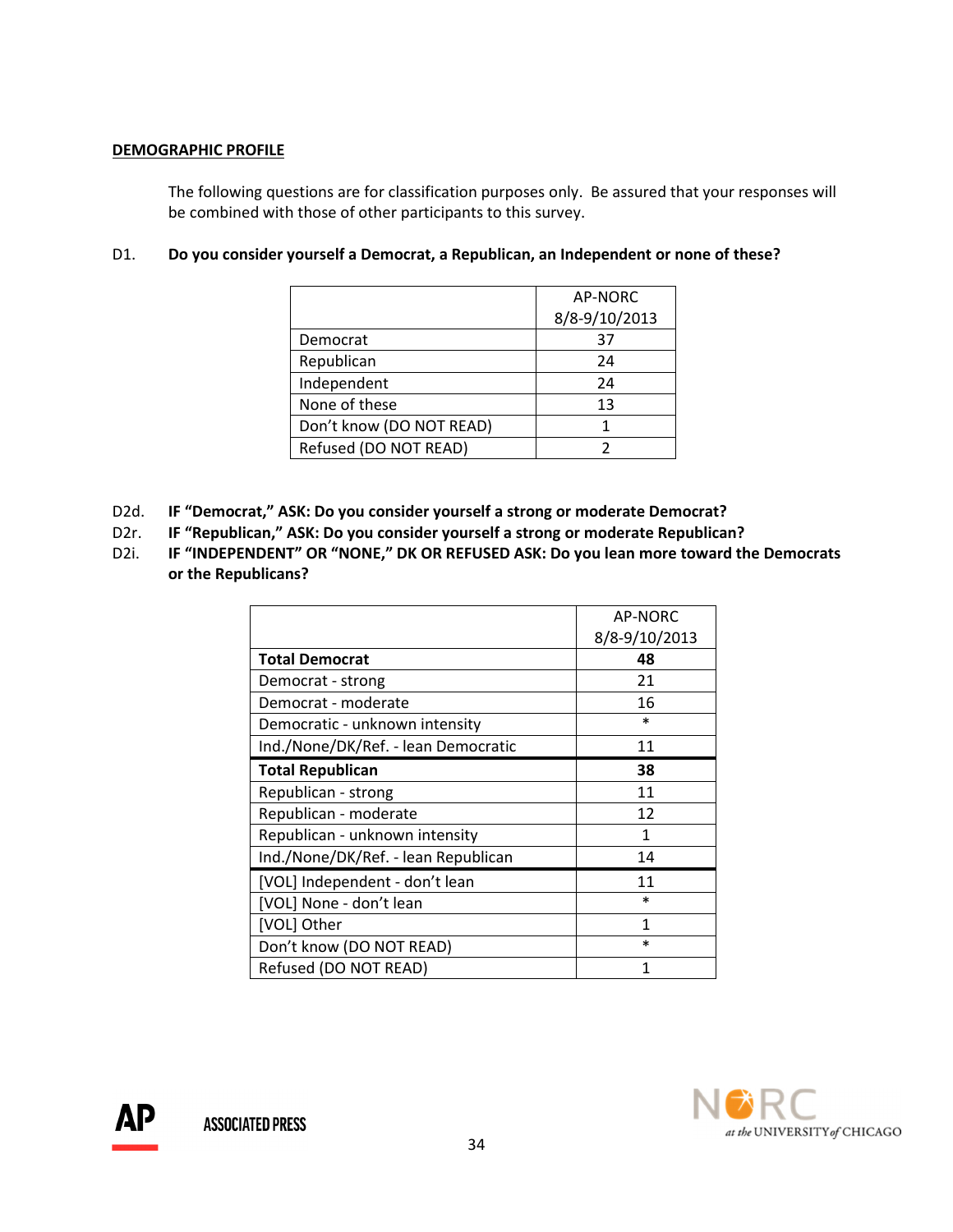## DEMOGRAPHIC PROFILE

The following questions are for classification purposes only. Be assured that your responses will be combined with those of other participants to this survey.

D1. **Do you consider yourself a Democrat, a Republican, an Independent or none of these?**

| | AP-NORC 8/8-9/10/2013 |
|---|---|
| Democrat | 37 |
| Republican | 24 |
| Independent | 24 |
| None of these | 13 |
| Don't know (DO NOT READ) | 1 |
| Refused (DO NOT READ) | 2 |

D2d. **IF "Democrat," ASK: Do you consider yourself a strong or moderate Democrat?**

D2r. **IF "Republican," ASK: Do you consider yourself a strong or moderate Republican?**

D2i. **IF "INDEPENDENT" OR "NONE," DK OR REFUSED ASK: Do you lean more toward the Democrats or the Republicans?**

| | AP-NORC 8/8-9/10/2013 |
|---|---|
| **Total Democrat** | **48** |
| Democrat - strong | 21 |
| Democrat - moderate | 16 |
| Democratic - unknown intensity | * |
| Ind./None/DK/Ref. - lean Democratic | 11 |
| **Total Republican** | **38** |
| Republican - strong | 11 |
| Republican - moderate | 12 |
| Republican - unknown intensity | 1 |
| Ind./None/DK/Ref. - lean Republican | 14 |
| [VOL] Independent - don't lean | 11 |
| [VOL] None - don't lean | * |
| [VOL] Other | 1 |
| Don't know (DO NOT READ) | * |
| Refused (DO NOT READ) | 1 |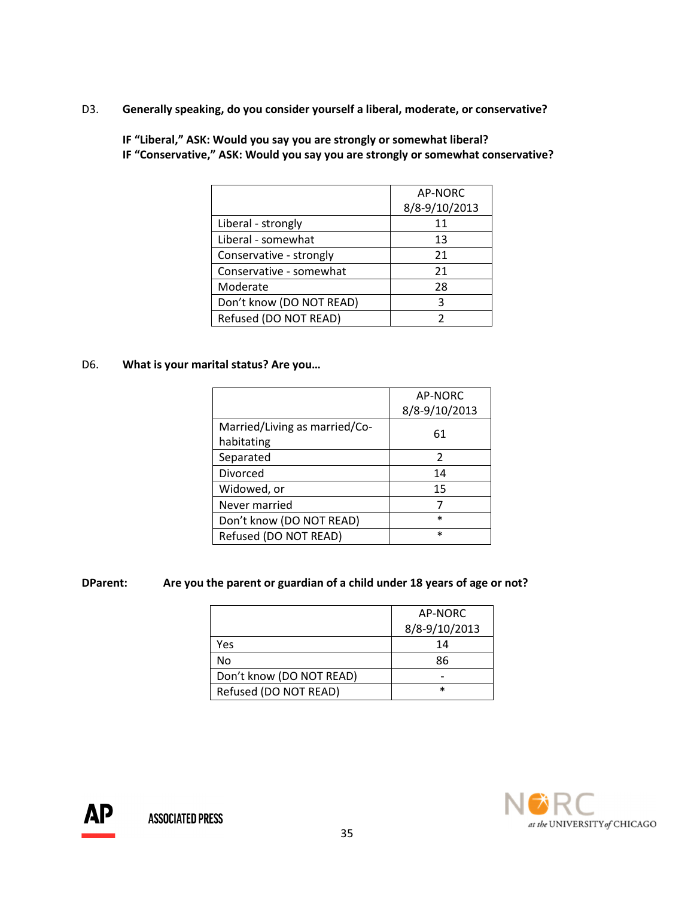D3. **Generally speaking, do you consider yourself a liberal, moderate, or conservative?**

**IF "Liberal," ASK: Would you say you are strongly or somewhat liberal?**
**IF "Conservative," ASK: Would you say you are strongly or somewhat conservative?**

| | AP-NORC 8/8-9/10/2013 |
|---|---|
| Liberal - strongly | 11 |
| Liberal - somewhat | 13 |
| Conservative - strongly | 21 |
| Conservative - somewhat | 21 |
| Moderate | 28 |
| Don't know (DO NOT READ) | 3 |
| Refused (DO NOT READ) | 2 |

D6. **What is your marital status? Are you…**

| | AP-NORC 8/8-9/10/2013 |
|---|---|
| Married/Living as married/Co-habitating | 61 |
| Separated | 2 |
| Divorced | 14 |
| Widowed, or | 15 |
| Never married | 7 |
| Don't know (DO NOT READ) | * |
| Refused (DO NOT READ) | * |

**DParent: Are you the parent or guardian of a child under 18 years of age or not?**

| | AP-NORC 8/8-9/10/2013 |
|---|---|
| Yes | 14 |
| No | 86 |
| Don't know (DO NOT READ) | - |
| Refused (DO NOT READ) | * |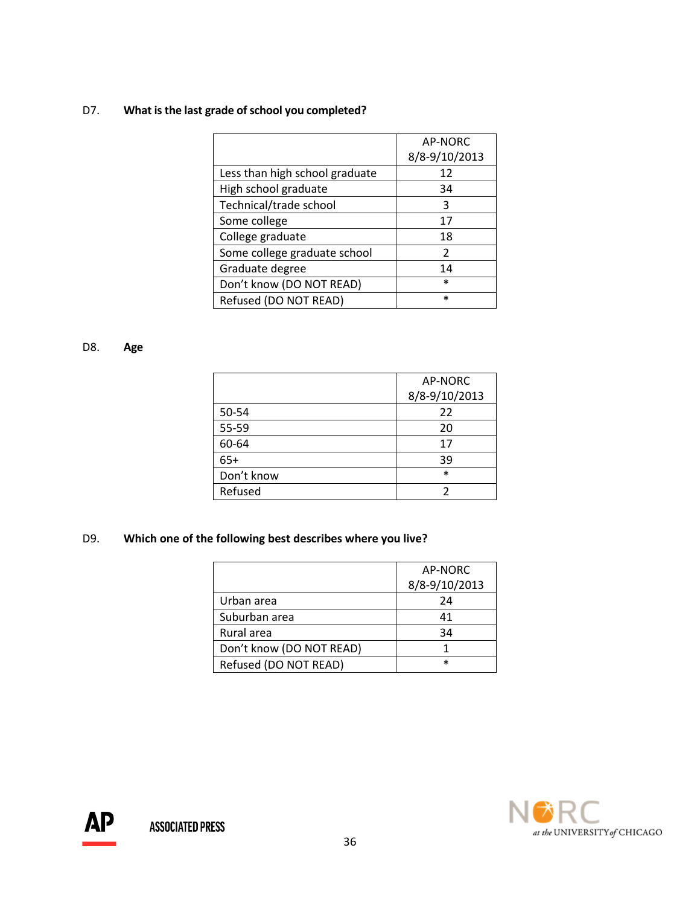**D7. What is the last grade of school you completed?**

| | AP-NORC 8/8-9/10/2013 |
|---|---|
| Less than high school graduate | 12 |
| High school graduate | 34 |
| Technical/trade school | 3 |
| Some college | 17 |
| College graduate | 18 |
| Some college graduate school | 2 |
| Graduate degree | 14 |
| Don't know (DO NOT READ) | * |
| Refused (DO NOT READ) | * |

**D8. Age**

| | AP-NORC 8/8-9/10/2013 |
|---|---|
| 50-54 | 22 |
| 55-59 | 20 |
| 60-64 | 17 |
| 65+ | 39 |
| Don't know | * |
| Refused | 2 |

**D9. Which one of the following best describes where you live?**

| | AP-NORC 8/8-9/10/2013 |
|---|---|
| Urban area | 24 |
| Suburban area | 41 |
| Rural area | 34 |
| Don't know (DO NOT READ) | 1 |
| Refused (DO NOT READ) | * |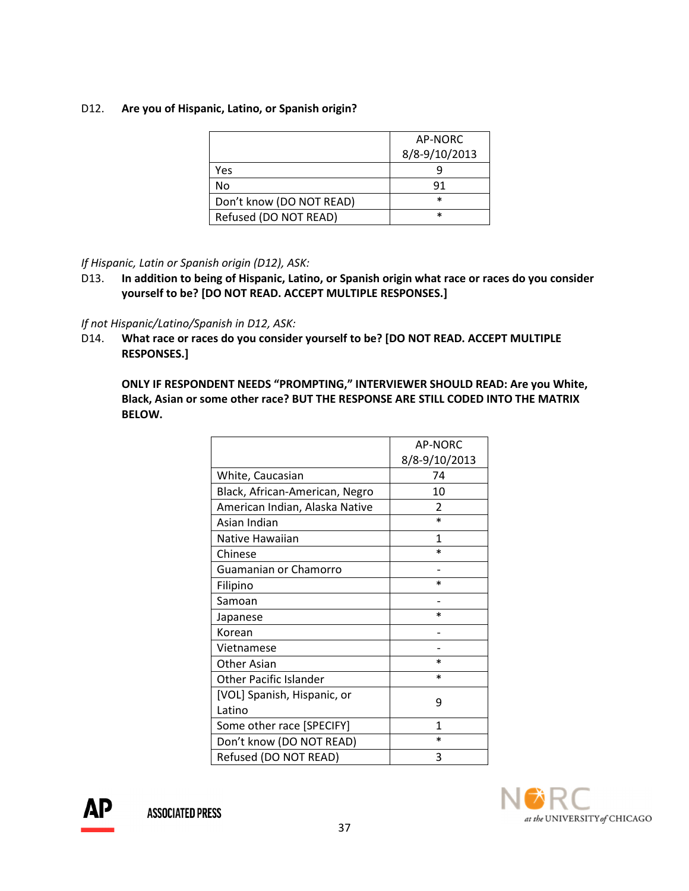D12. **Are you of Hispanic, Latino, or Spanish origin?**

| | AP-NORC 8/8-9/10/2013 |
|---|---|
| Yes | 9 |
| No | 91 |
| Don't know (DO NOT READ) | * |
| Refused (DO NOT READ) | * |

*If Hispanic, Latin or Spanish origin (D12), ASK:*

D13. **In addition to being of Hispanic, Latino, or Spanish origin what race or races do you consider yourself to be? [DO NOT READ. ACCEPT MULTIPLE RESPONSES.]**

*If not Hispanic/Latino/Spanish in D12, ASK:*

D14. **What race or races do you consider yourself to be? [DO NOT READ. ACCEPT MULTIPLE RESPONSES.]**

**ONLY IF RESPONDENT NEEDS "PROMPTING," INTERVIEWER SHOULD READ: Are you White, Black, Asian or some other race? BUT THE RESPONSE ARE STILL CODED INTO THE MATRIX BELOW.**

| | AP-NORC 8/8-9/10/2013 |
|---|---|
| White, Caucasian | 74 |
| Black, African-American, Negro | 10 |
| American Indian, Alaska Native | 2 |
| Asian Indian | * |
| Native Hawaiian | 1 |
| Chinese | * |
| Guamanian or Chamorro | - |
| Filipino | * |
| Samoan | - |
| Japanese | * |
| Korean | - |
| Vietnamese | - |
| Other Asian | * |
| Other Pacific Islander | * |
| [VOL] Spanish, Hispanic, or Latino | 9 |
| Some other race [SPECIFY] | 1 |
| Don't know (DO NOT READ) | * |
| Refused (DO NOT READ) | 3 |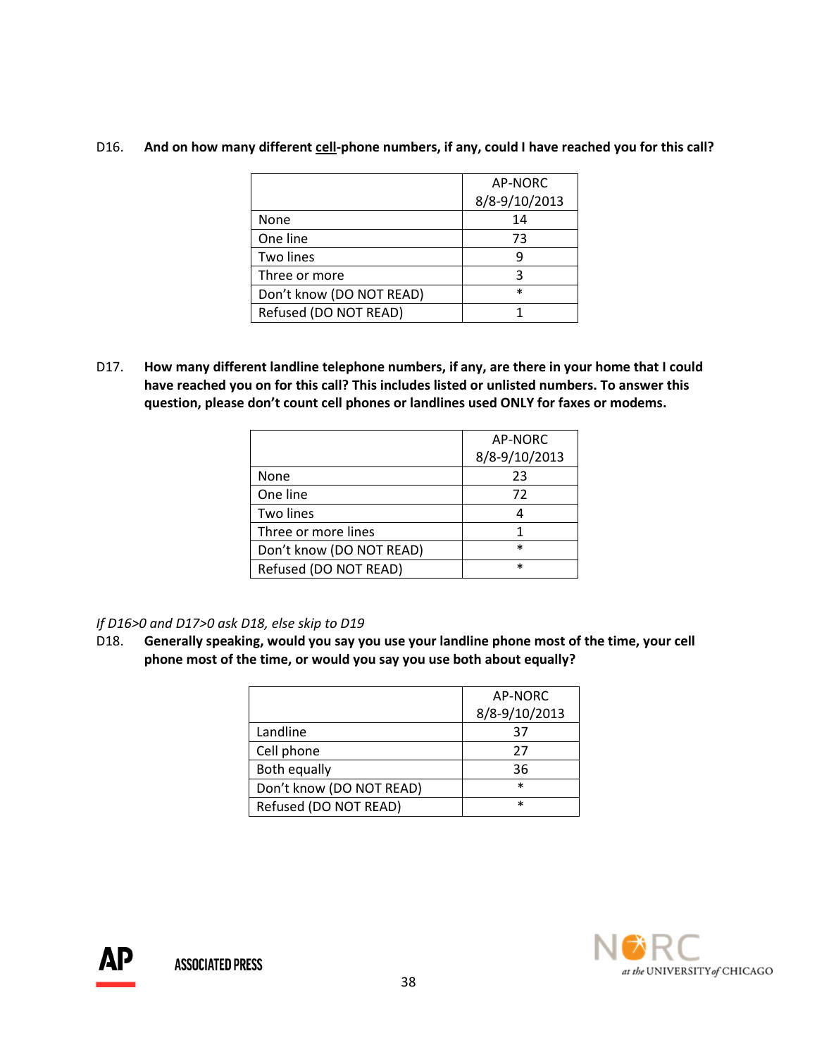D16. **And on how many different <u>cell</u>-phone numbers, if any, could I have reached you for this call?**

| | AP-NORC 8/8-9/10/2013 |
|---|---|
| None | 14 |
| One line | 73 |
| Two lines | 9 |
| Three or more | 3 |
| Don't know (DO NOT READ) | * |
| Refused (DO NOT READ) | 1 |

D17. **How many different landline telephone numbers, if any, are there in your home that I could have reached you on for this call? This includes listed or unlisted numbers. To answer this question, please don't count cell phones or landlines used ONLY for faxes or modems.**

| | AP-NORC 8/8-9/10/2013 |
|---|---|
| None | 23 |
| One line | 72 |
| Two lines | 4 |
| Three or more lines | 1 |
| Don't know (DO NOT READ) | * |
| Refused (DO NOT READ) | * |

*If D16>0 and D17>0 ask D18, else skip to D19*

D18. **Generally speaking, would you say you use your landline phone most of the time, your cell phone most of the time, or would you say you use both about equally?**

| | AP-NORC 8/8-9/10/2013 |
|---|---|
| Landline | 37 |
| Cell phone | 27 |
| Both equally | 36 |
| Don't know (DO NOT READ) | * |
| Refused (DO NOT READ) | * |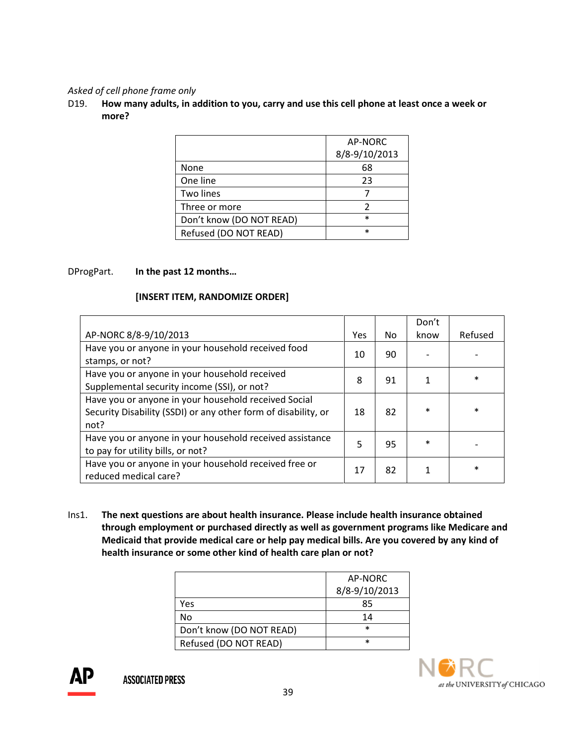*Asked of cell phone frame only*

D19. **How many adults, in addition to you, carry and use this cell phone at least once a week or more?**

| | AP-NORC 8/8-9/10/2013 |
|---|---|
| None | 68 |
| One line | 23 |
| Two lines | 7 |
| Three or more | 2 |
| Don't know (DO NOT READ) | * |
| Refused (DO NOT READ) | * |

DProgPart. **In the past 12 months…**

**[INSERT ITEM, RANDOMIZE ORDER]**

| AP-NORC 8/8-9/10/2013 | Yes | No | Don't know | Refused |
|---|---|---|---|---|
| Have you or anyone in your household received food stamps, or not? | 10 | 90 | - | - |
| Have you or anyone in your household received Supplemental security income (SSI), or not? | 8 | 91 | 1 | * |
| Have you or anyone in your household received Social Security Disability (SSDI) or any other form of disability, or not? | 18 | 82 | * | * |
| Have you or anyone in your household received assistance to pay for utility bills, or not? | 5 | 95 | * | - |
| Have you or anyone in your household received free or reduced medical care? | 17 | 82 | 1 | * |

Ins1. **The next questions are about health insurance. Please include health insurance obtained through employment or purchased directly as well as government programs like Medicare and Medicaid that provide medical care or help pay medical bills. Are you covered by any kind of health insurance or some other kind of health care plan or not?**

| | AP-NORC 8/8-9/10/2013 |
|---|---|
| Yes | 85 |
| No | 14 |
| Don't know (DO NOT READ) | * |
| Refused (DO NOT READ) | * |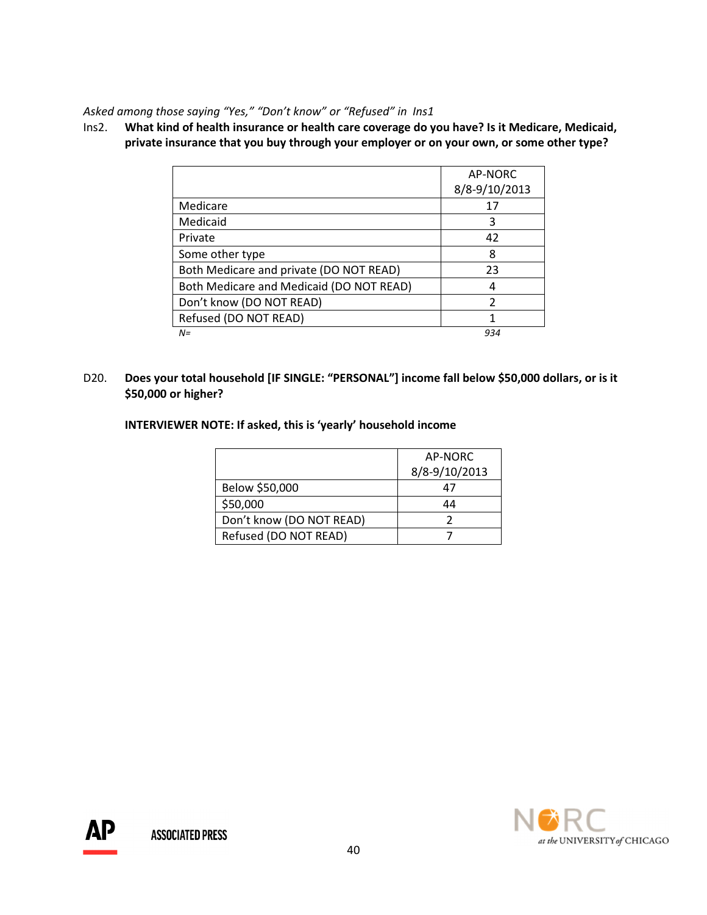*Asked among those saying “Yes,” “Don’t know” or “Refused” in Ins1*

Ins2. **What kind of health insurance or health care coverage do you have? Is it Medicare, Medicaid, private insurance that you buy through your employer or on your own, or some other type?**

| | AP-NORC 8/8-9/10/2013 |
|---|---|
| Medicare | 17 |
| Medicaid | 3 |
| Private | 42 |
| Some other type | 8 |
| Both Medicare and private (DO NOT READ) | 23 |
| Both Medicare and Medicaid (DO NOT READ) | 4 |
| Don’t know (DO NOT READ) | 2 |
| Refused (DO NOT READ) | 1 |
| *N=* | *934* |

D20. **Does your total household [IF SINGLE: “PERSONAL”] income fall below $50,000 dollars, or is it $50,000 or higher?**

**INTERVIEWER NOTE: If asked, this is ‘yearly’ household income**

| | AP-NORC 8/8-9/10/2013 |
|---|---|
| Below $50,000 | 47 |
| $50,000 | 44 |
| Don’t know (DO NOT READ) | 2 |
| Refused (DO NOT READ) | 7 |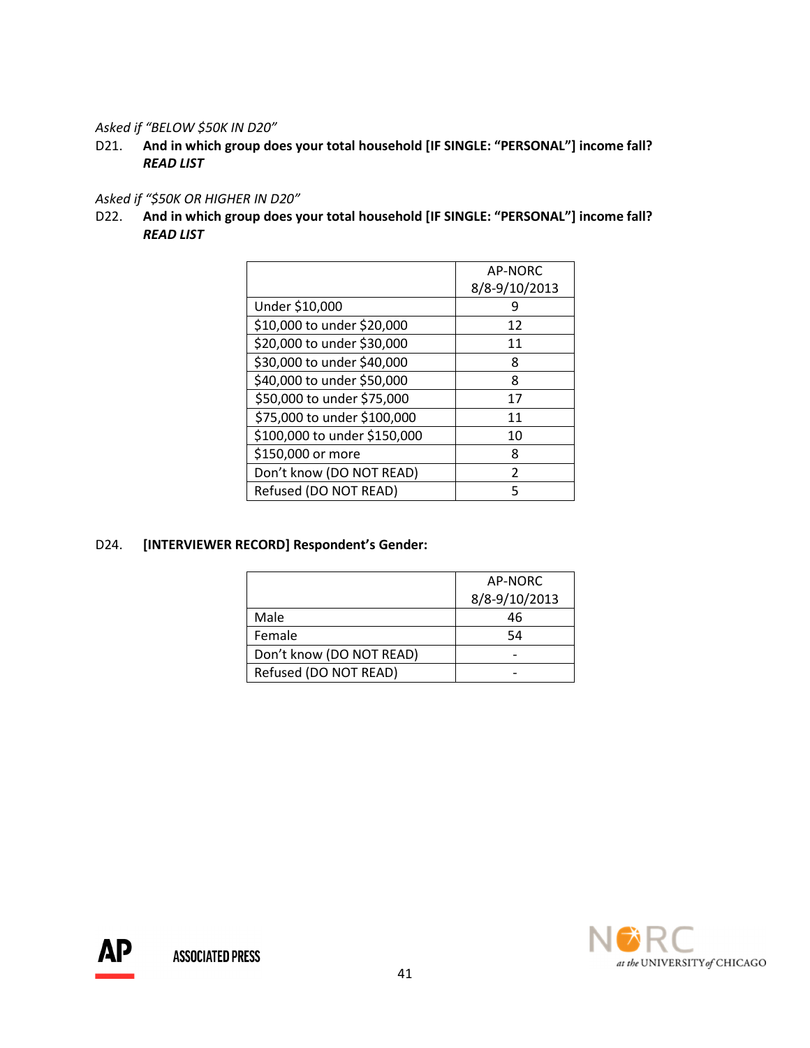*Asked if "BELOW $50K IN D20"*

D21. **And in which group does your total household [IF SINGLE: "PERSONAL"] income fall?**
***READ LIST***

*Asked if "$50K OR HIGHER IN D20"*

D22. **And in which group does your total household [IF SINGLE: "PERSONAL"] income fall?**
***READ LIST***

| | AP-NORC 8/8-9/10/2013 |
|---|---|
| Under $10,000 | 9 |
| $10,000 to under $20,000 | 12 |
| $20,000 to under $30,000 | 11 |
| $30,000 to under $40,000 | 8 |
| $40,000 to under $50,000 | 8 |
| $50,000 to under $75,000 | 17 |
| $75,000 to under $100,000 | 11 |
| $100,000 to under $150,000 | 10 |
| $150,000 or more | 8 |
| Don't know (DO NOT READ) | 2 |
| Refused (DO NOT READ) | 5 |

D24. **[INTERVIEWER RECORD] Respondent's Gender:**

| | AP-NORC 8/8-9/10/2013 |
|---|---|
| Male | 46 |
| Female | 54 |
| Don't know (DO NOT READ) | - |
| Refused (DO NOT READ) | - |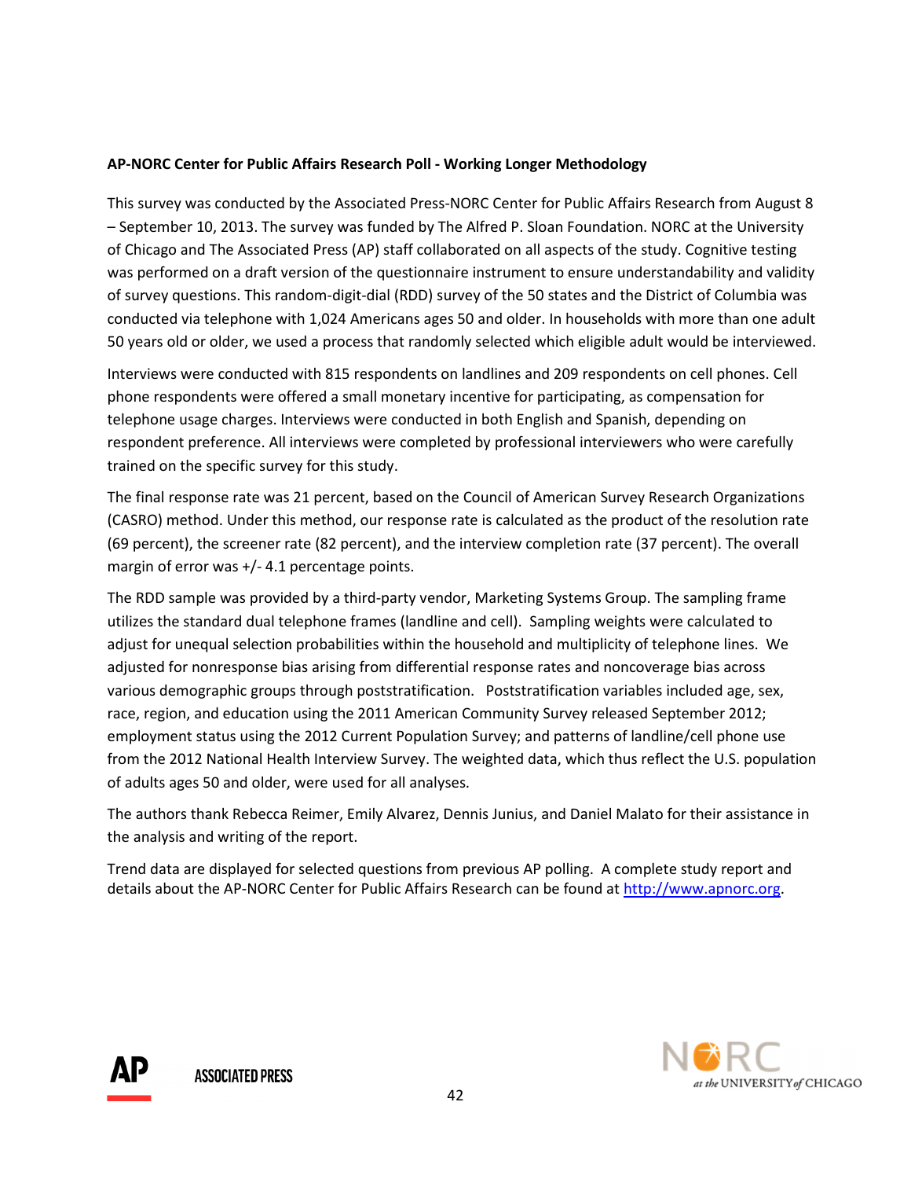**AP-NORC Center for Public Affairs Research Poll - Working Longer Methodology**

This survey was conducted by the Associated Press-NORC Center for Public Affairs Research from August 8 – September 10, 2013. The survey was funded by The Alfred P. Sloan Foundation. NORC at the University of Chicago and The Associated Press (AP) staff collaborated on all aspects of the study. Cognitive testing was performed on a draft version of the questionnaire instrument to ensure understandability and validity of survey questions. This random-digit-dial (RDD) survey of the 50 states and the District of Columbia was conducted via telephone with 1,024 Americans ages 50 and older. In households with more than one adult 50 years old or older, we used a process that randomly selected which eligible adult would be interviewed.

Interviews were conducted with 815 respondents on landlines and 209 respondents on cell phones. Cell phone respondents were offered a small monetary incentive for participating, as compensation for telephone usage charges. Interviews were conducted in both English and Spanish, depending on respondent preference. All interviews were completed by professional interviewers who were carefully trained on the specific survey for this study.

The final response rate was 21 percent, based on the Council of American Survey Research Organizations (CASRO) method. Under this method, our response rate is calculated as the product of the resolution rate (69 percent), the screener rate (82 percent), and the interview completion rate (37 percent). The overall margin of error was +/- 4.1 percentage points.

The RDD sample was provided by a third-party vendor, Marketing Systems Group. The sampling frame utilizes the standard dual telephone frames (landline and cell). Sampling weights were calculated to adjust for unequal selection probabilities within the household and multiplicity of telephone lines. We adjusted for nonresponse bias arising from differential response rates and noncoverage bias across various demographic groups through poststratification. Poststratification variables included age, sex, race, region, and education using the 2011 American Community Survey released September 2012; employment status using the 2012 Current Population Survey; and patterns of landline/cell phone use from the 2012 National Health Interview Survey. The weighted data, which thus reflect the U.S. population of adults ages 50 and older, were used for all analyses.

The authors thank Rebecca Reimer, Emily Alvarez, Dennis Junius, and Daniel Malato for their assistance in the analysis and writing of the report.

Trend data are displayed for selected questions from previous AP polling. A complete study report and details about the AP-NORC Center for Public Affairs Research can be found at [http://www.apnorc.org](http://www.apnorc.org).